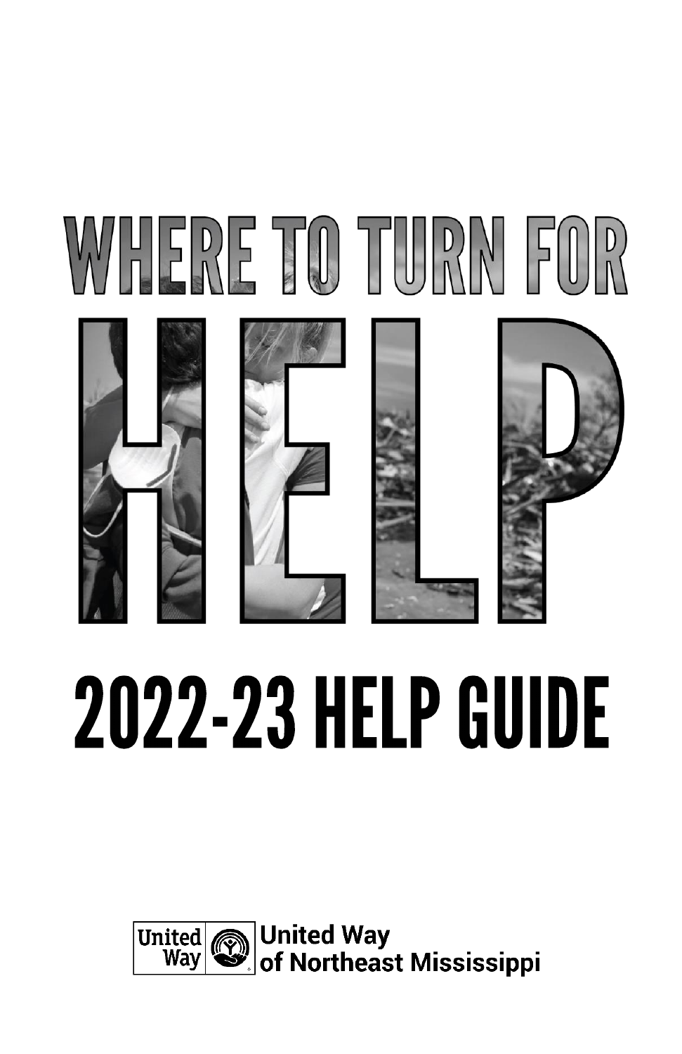# WHERE TO TURN FOR HELP

# 2022-23 HELP GUIDE

United Way of Northeast Mississippi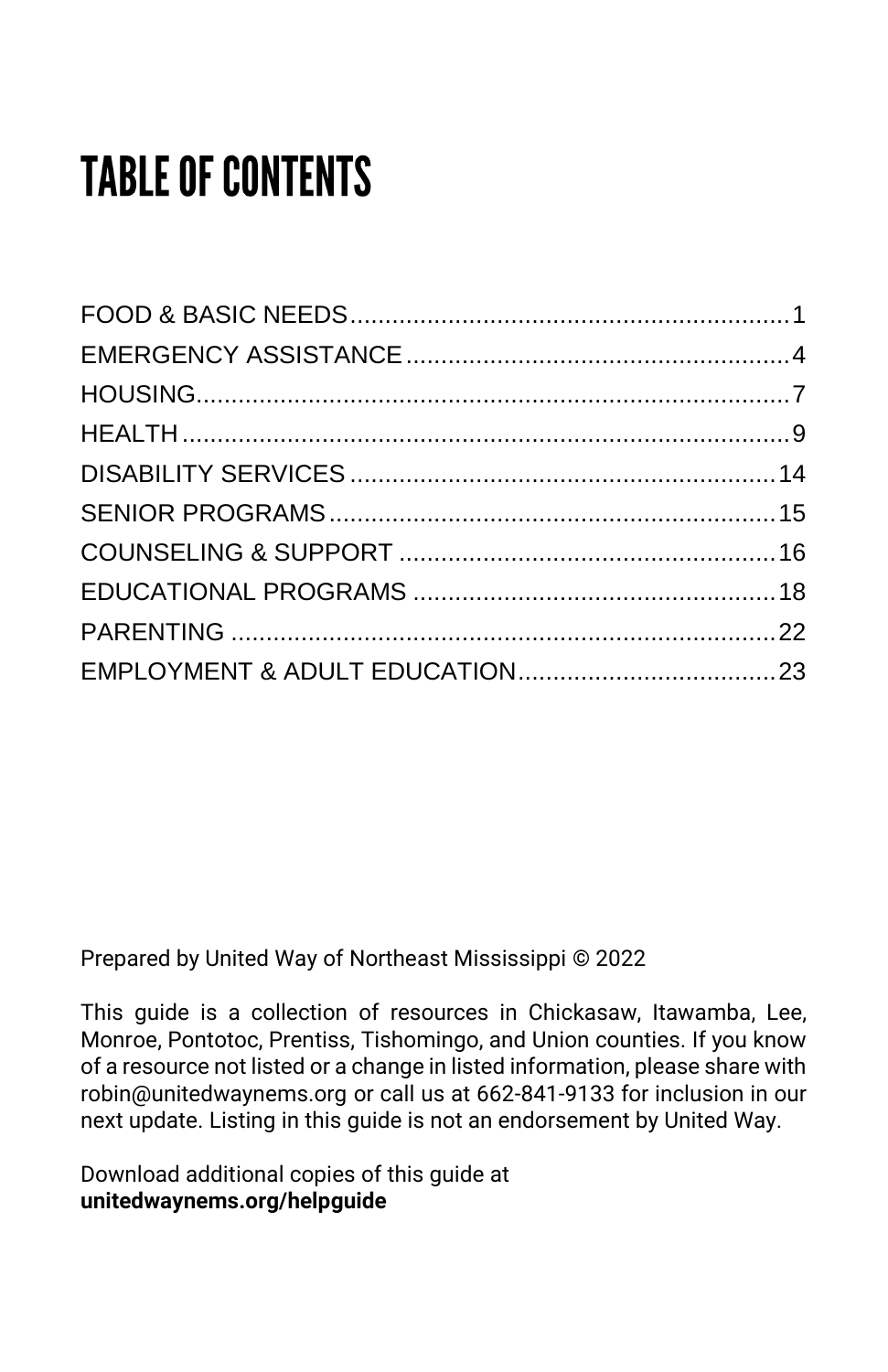# TABLE OF CONTENTS

| | |
|---|---|
| FOOD & BASIC NEEDS | 1 |
| EMERGENCY ASSISTANCE | 4 |
| HOUSING | 7 |
| HEALTH | 9 |
| DISABILITY SERVICES | 14 |
| SENIOR PROGRAMS | 15 |
| COUNSELING & SUPPORT | 16 |
| EDUCATIONAL PROGRAMS | 18 |
| PARENTING | 22 |
| EMPLOYMENT & ADULT EDUCATION | 23 |

Prepared by United Way of Northeast Mississippi © 2022

This guide is a collection of resources in Chickasaw, Itawamba, Lee, Monroe, Pontotoc, Prentiss, Tishomingo, and Union counties. If you know of a resource not listed or a change in listed information, please share with robin@unitedwaynems.org or call us at 662-841-9133 for inclusion in our next update. Listing in this guide is not an endorsement by United Way.

Download additional copies of this guide at
**unitedwaynems.org/helpguide**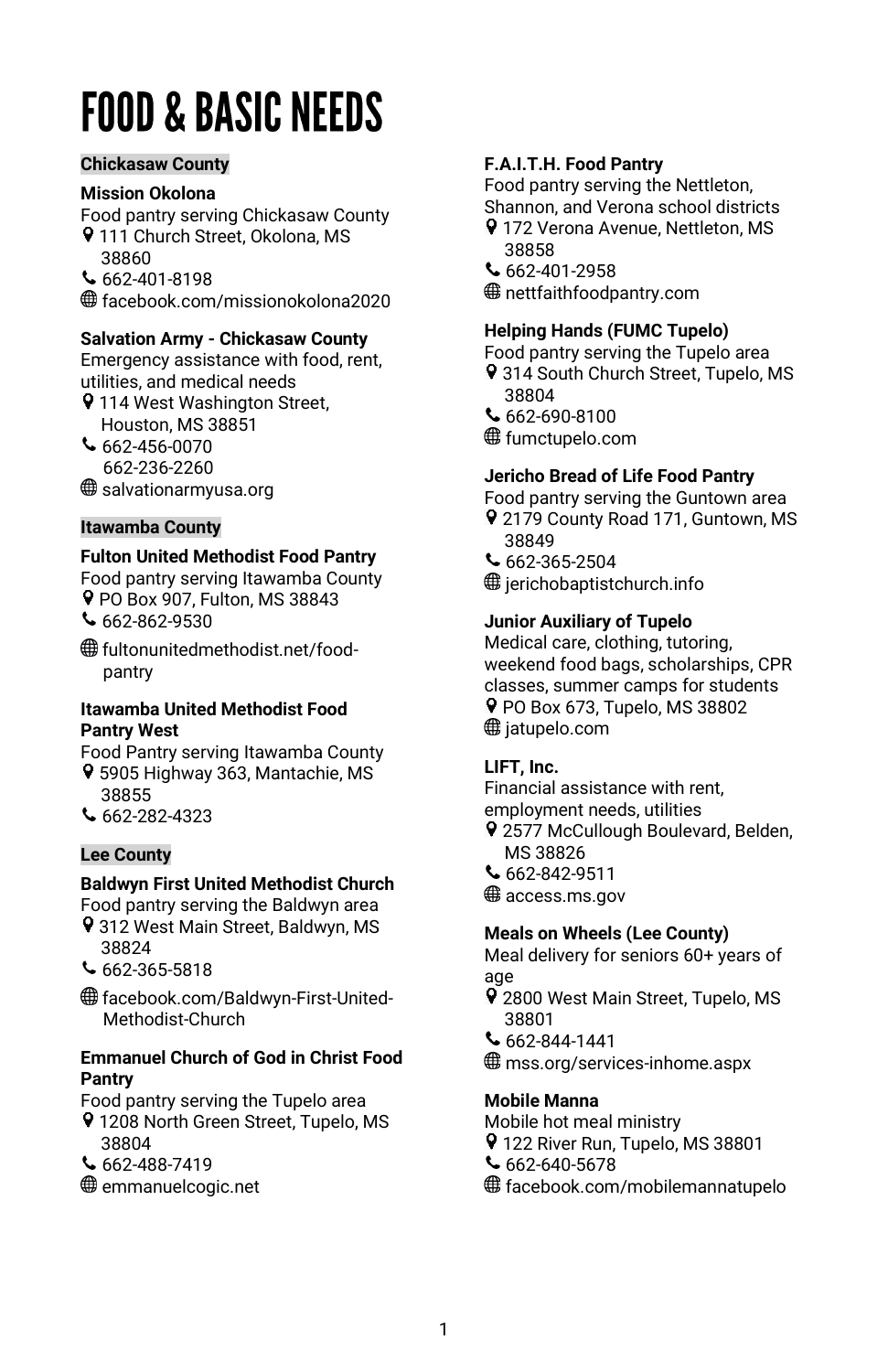# FOOD & BASIC NEEDS

## Chickasaw County

**Mission Okolona**
Food pantry serving Chickasaw County
111 Church Street, Okolona, MS 38860
662-401-8198
facebook.com/missionokolona2020

**Salvation Army - Chickasaw County**
Emergency assistance with food, rent, utilities, and medical needs
114 West Washington Street, Houston, MS 38851
662-456-0070
662-236-2260
salvationarmyusa.org

## Itawamba County

**Fulton United Methodist Food Pantry**
Food pantry serving Itawamba County
PO Box 907, Fulton, MS 38843
662-862-9530
fultonunitedmethodist.net/food-pantry

**Itawamba United Methodist Food Pantry West**
Food Pantry serving Itawamba County
5905 Highway 363, Mantachie, MS 38855
662-282-4323

## Lee County

**Baldwyn First United Methodist Church**
Food pantry serving the Baldwyn area
312 West Main Street, Baldwyn, MS 38824
662-365-5818
facebook.com/Baldwyn-First-United-Methodist-Church

**Emmanuel Church of God in Christ Food Pantry**
Food pantry serving the Tupelo area
1208 North Green Street, Tupelo, MS 38804
662-488-7419
emmanuelcogic.net

**F.A.I.T.H. Food Pantry**
Food pantry serving the Nettleton, Shannon, and Verona school districts
172 Verona Avenue, Nettleton, MS 38858
662-401-2958
nettfaithfoodpantry.com

**Helping Hands (FUMC Tupelo)**
Food pantry serving the Tupelo area
314 South Church Street, Tupelo, MS 38804
662-690-8100
fumctupelo.com

**Jericho Bread of Life Food Pantry**
Food pantry serving the Guntown area
2179 County Road 171, Guntown, MS 38849
662-365-2504
jerichobaptistchurch.info

**Junior Auxiliary of Tupelo**
Medical care, clothing, tutoring, weekend food bags, scholarships, CPR classes, summer camps for students
PO Box 673, Tupelo, MS 38802
jatupelo.com

**LIFT, Inc.**
Financial assistance with rent, employment needs, utilities
2577 McCullough Boulevard, Belden, MS 38826
662-842-9511
access.ms.gov

**Meals on Wheels (Lee County)**
Meal delivery for seniors 60+ years of age
2800 West Main Street, Tupelo, MS 38801
662-844-1441
mss.org/services-inhome.aspx

**Mobile Manna**
Mobile hot meal ministry
122 River Run, Tupelo, MS 38801
662-640-5678
facebook.com/mobilemannatupelo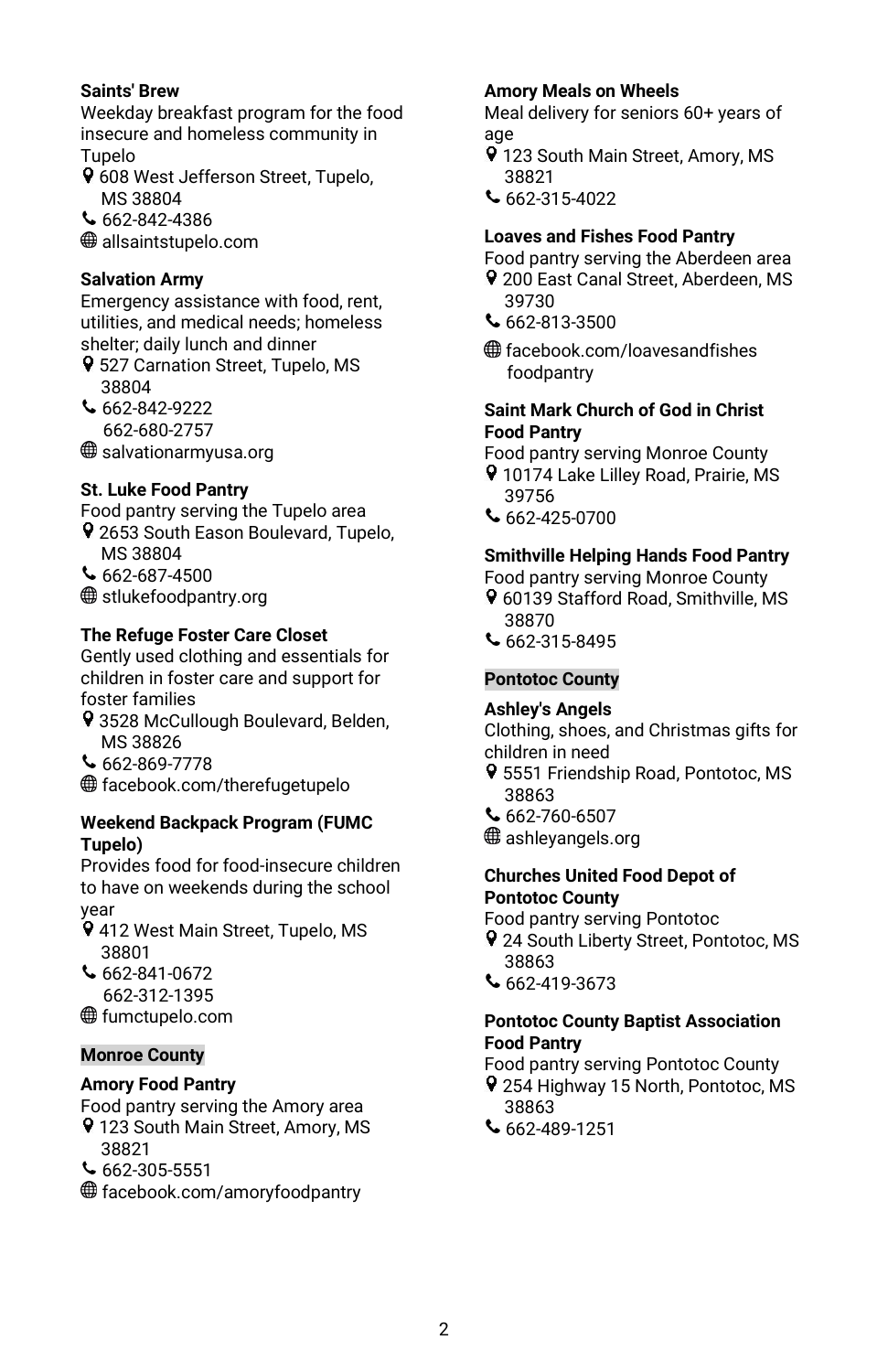**Saints' Brew**

Weekday breakfast program for the food insecure and homeless community in Tupelo

608 West Jefferson Street, Tupelo, MS 38804
662-842-4386
allsaintstupelo.com

**Salvation Army**

Emergency assistance with food, rent, utilities, and medical needs; homeless shelter; daily lunch and dinner

527 Carnation Street, Tupelo, MS 38804
662-842-9222
662-680-2757
salvationarmyusa.org

**St. Luke Food Pantry**

Food pantry serving the Tupelo area

2653 South Eason Boulevard, Tupelo, MS 38804
662-687-4500
stlukefoodpantry.org

**The Refuge Foster Care Closet**

Gently used clothing and essentials for children in foster care and support for foster families

3528 McCullough Boulevard, Belden, MS 38826
662-869-7778
facebook.com/therefugetupelo

**Weekend Backpack Program (FUMC Tupelo)**

Provides food for food-insecure children to have on weekends during the school year

412 West Main Street, Tupelo, MS 38801
662-841-0672
662-312-1395
fumctupelo.com

## Monroe County

**Amory Food Pantry**

Food pantry serving the Amory area

123 South Main Street, Amory, MS 38821
662-305-5551
facebook.com/amoryfoodpantry

**Amory Meals on Wheels**

Meal delivery for seniors 60+ years of age

123 South Main Street, Amory, MS 38821
662-315-4022

**Loaves and Fishes Food Pantry**

Food pantry serving the Aberdeen area

200 East Canal Street, Aberdeen, MS 39730
662-813-3500
facebook.com/loavesandfishesfoodpantry

**Saint Mark Church of God in Christ Food Pantry**

Food pantry serving Monroe County

10174 Lake Lilley Road, Prairie, MS 39756
662-425-0700

**Smithville Helping Hands Food Pantry**

Food pantry serving Monroe County

60139 Stafford Road, Smithville, MS 38870
662-315-8495

## Pontotoc County

**Ashley's Angels**

Clothing, shoes, and Christmas gifts for children in need

5551 Friendship Road, Pontotoc, MS 38863
662-760-6507
ashleyangels.org

**Churches United Food Depot of Pontotoc County**

Food pantry serving Pontotoc

24 South Liberty Street, Pontotoc, MS 38863
662-419-3673

**Pontotoc County Baptist Association Food Pantry**

Food pantry serving Pontotoc County

254 Highway 15 North, Pontotoc, MS 38863
662-489-1251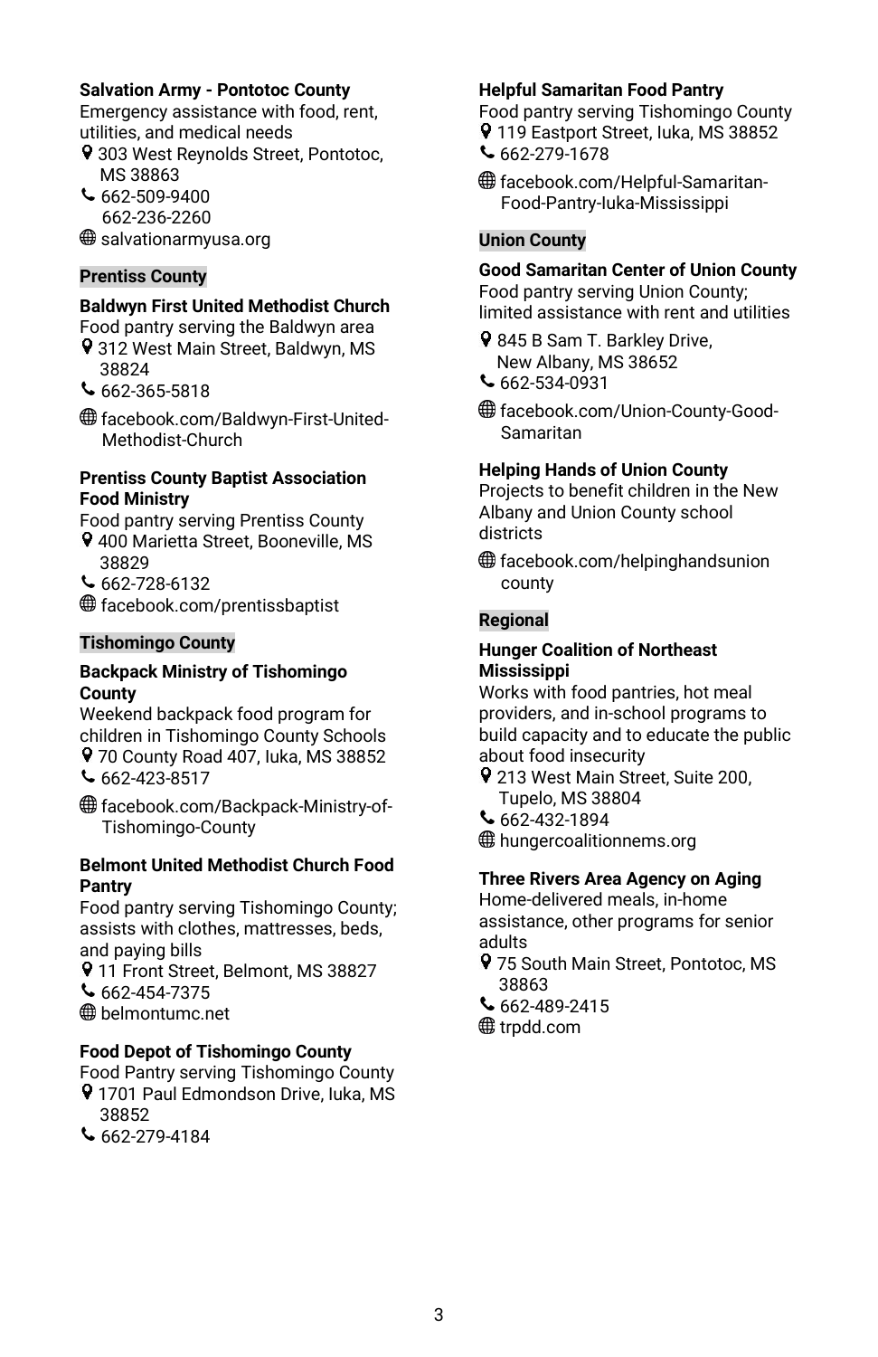**Salvation Army - Pontotoc County**
Emergency assistance with food, rent, utilities, and medical needs
📍 303 West Reynolds Street, Pontotoc, MS 38863
📞 662-509-9400
662-236-2260
🌐 salvationarmyusa.org

## Prentiss County

**Baldwyn First United Methodist Church**
Food pantry serving the Baldwyn area
📍 312 West Main Street, Baldwyn, MS 38824
📞 662-365-5818
🌐 facebook.com/Baldwyn-First-United-Methodist-Church

**Prentiss County Baptist Association Food Ministry**
Food pantry serving Prentiss County
📍 400 Marietta Street, Booneville, MS 38829
📞 662-728-6132
🌐 facebook.com/prentissbaptist

## Tishomingo County

**Backpack Ministry of Tishomingo County**
Weekend backpack food program for children in Tishomingo County Schools
📍 70 County Road 407, Iuka, MS 38852
📞 662-423-8517
🌐 facebook.com/Backpack-Ministry-of-Tishomingo-County

**Belmont United Methodist Church Food Pantry**
Food pantry serving Tishomingo County; assists with clothes, mattresses, beds, and paying bills
📍 11 Front Street, Belmont, MS 38827
📞 662-454-7375
🌐 belmontumc.net

**Food Depot of Tishomingo County**
Food Pantry serving Tishomingo County
📍 1701 Paul Edmondson Drive, Iuka, MS 38852
📞 662-279-4184

**Helpful Samaritan Food Pantry**
Food pantry serving Tishomingo County
📍 119 Eastport Street, Iuka, MS 38852
📞 662-279-1678
🌐 facebook.com/Helpful-Samaritan-Food-Pantry-Iuka-Mississippi

## Union County

**Good Samaritan Center of Union County**
Food pantry serving Union County; limited assistance with rent and utilities
📍 845 B Sam T. Barkley Drive, New Albany, MS 38652
📞 662-534-0931
🌐 facebook.com/Union-County-Good-Samaritan

**Helping Hands of Union County**
Projects to benefit children in the New Albany and Union County school districts
🌐 facebook.com/helpinghandsunioncounty

## Regional

**Hunger Coalition of Northeast Mississippi**
Works with food pantries, hot meal providers, and in-school programs to build capacity and to educate the public about food insecurity
📍 213 West Main Street, Suite 200, Tupelo, MS 38804
📞 662-432-1894
🌐 hungercoalitionnems.org

**Three Rivers Area Agency on Aging**
Home-delivered meals, in-home assistance, other programs for senior adults
📍 75 South Main Street, Pontotoc, MS 38863
📞 662-489-2415
🌐 trpdd.com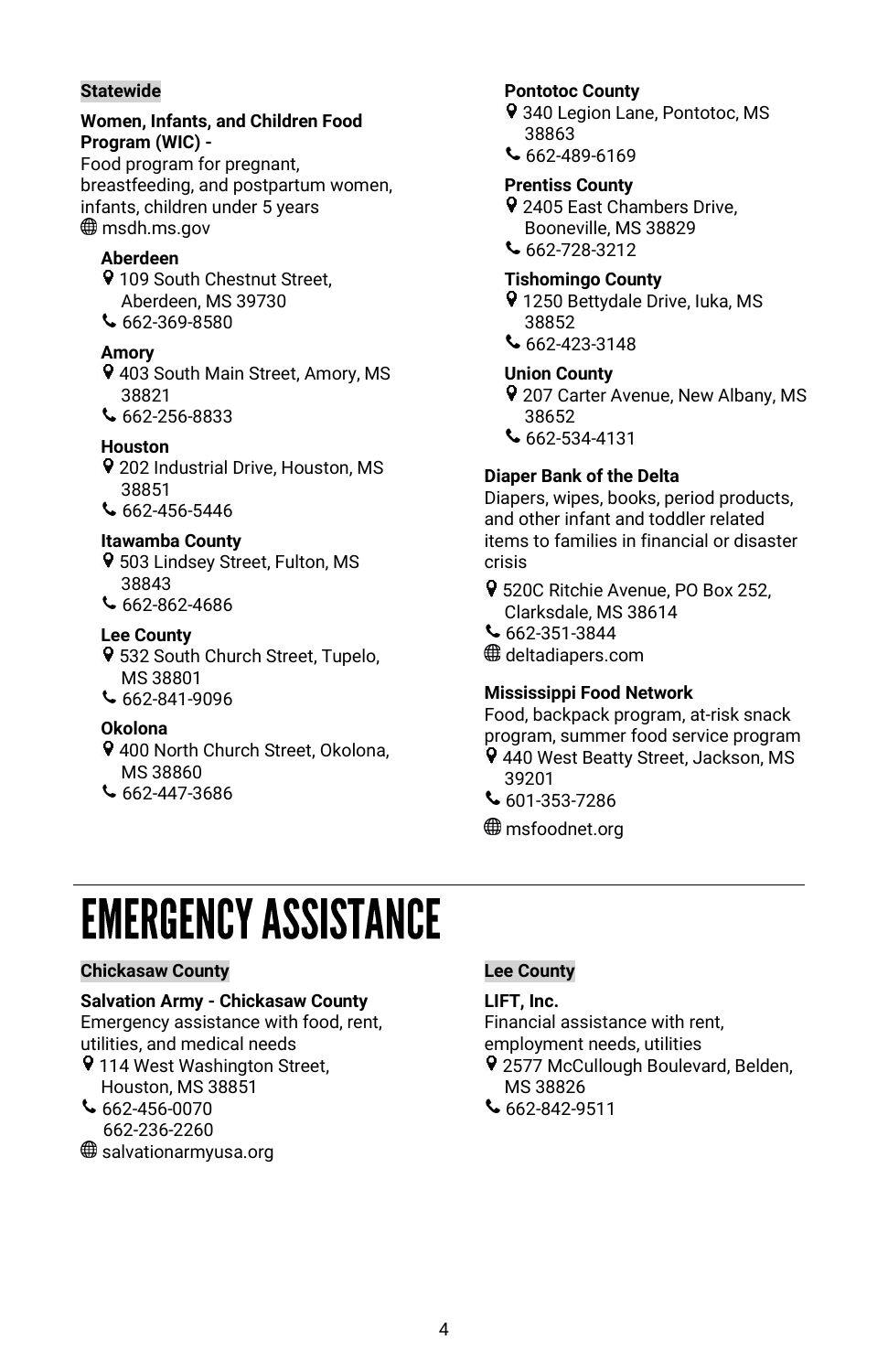**Statewide**

**Women, Infants, and Children Food Program (WIC) -**
Food program for pregnant, breastfeeding, and postpartum women, infants, children under 5 years
msdh.ms.gov

**Aberdeen**
109 South Chestnut Street, Aberdeen, MS 39730
662-369-8580

**Amory**
403 South Main Street, Amory, MS 38821
662-256-8833

**Houston**
202 Industrial Drive, Houston, MS 38851
662-456-5446

**Itawamba County**
503 Lindsey Street, Fulton, MS 38843
662-862-4686

**Lee County**
532 South Church Street, Tupelo, MS 38801
662-841-9096

**Okolona**
400 North Church Street, Okolona, MS 38860
662-447-3686

**Pontotoc County**
340 Legion Lane, Pontotoc, MS 38863
662-489-6169

**Prentiss County**
2405 East Chambers Drive, Booneville, MS 38829
662-728-3212

**Tishomingo County**
1250 Bettydale Drive, Iuka, MS 38852
662-423-3148

**Union County**
207 Carter Avenue, New Albany, MS 38652
662-534-4131

**Diaper Bank of the Delta**
Diapers, wipes, books, period products, and other infant and toddler related items to families in financial or disaster crisis

520C Ritchie Avenue, PO Box 252, Clarksdale, MS 38614
662-351-3844
deltadiapers.com

**Mississippi Food Network**
Food, backpack program, at-risk snack program, summer food service program
440 West Beatty Street, Jackson, MS 39201
601-353-7286
msfoodnet.org

# EMERGENCY ASSISTANCE

**Chickasaw County**

**Salvation Army - Chickasaw County**
Emergency assistance with food, rent, utilities, and medical needs
114 West Washington Street, Houston, MS 38851
662-456-0070
662-236-2260
salvationarmyusa.org

**Lee County**

**LIFT, Inc.**
Financial assistance with rent, employment needs, utilities
2577 McCullough Boulevard, Belden, MS 38826
662-842-9511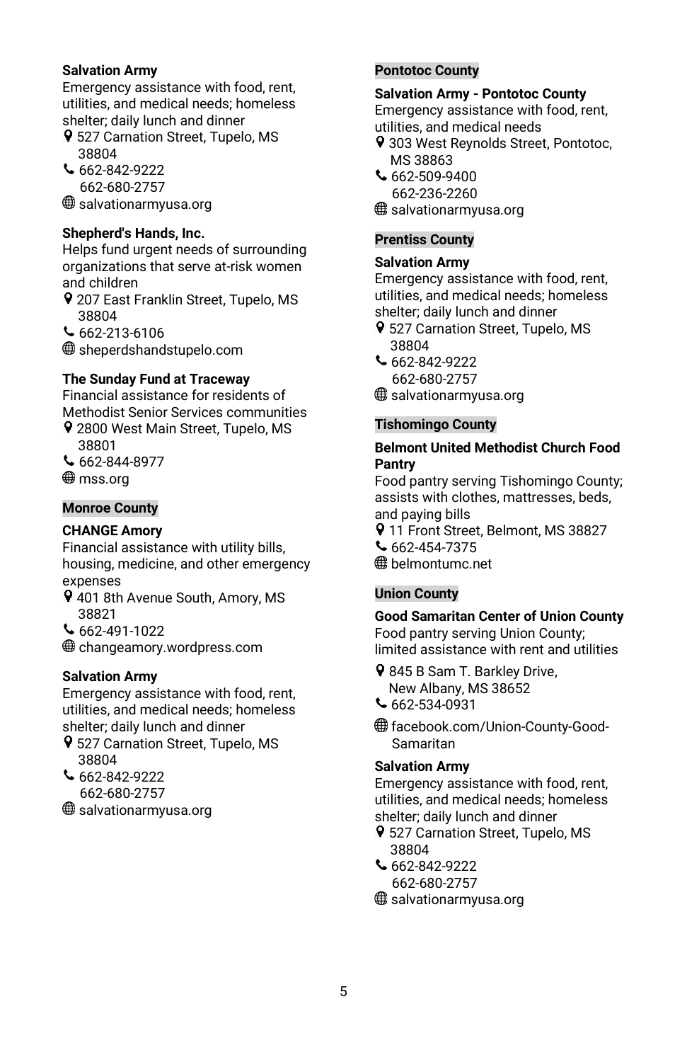**Salvation Army**
Emergency assistance with food, rent, utilities, and medical needs; homeless shelter; daily lunch and dinner
- 527 Carnation Street, Tupelo, MS 38804
- 662-842-9222
  662-680-2757
- salvationarmyusa.org

**Shepherd's Hands, Inc.**
Helps fund urgent needs of surrounding organizations that serve at-risk women and children
- 207 East Franklin Street, Tupelo, MS 38804
- 662-213-6106
- sheperdshandstupelo.com

**The Sunday Fund at Traceway**
Financial assistance for residents of Methodist Senior Services communities
- 2800 West Main Street, Tupelo, MS 38801
- 662-844-8977
- mss.org

## Monroe County

**CHANGE Amory**
Financial assistance with utility bills, housing, medicine, and other emergency expenses
- 401 8th Avenue South, Amory, MS 38821
- 662-491-1022
- changeamory.wordpress.com

**Salvation Army**
Emergency assistance with food, rent, utilities, and medical needs; homeless shelter; daily lunch and dinner
- 527 Carnation Street, Tupelo, MS 38804
- 662-842-9222
  662-680-2757
- salvationarmyusa.org

## Pontotoc County

**Salvation Army - Pontotoc County**
Emergency assistance with food, rent, utilities, and medical needs
- 303 West Reynolds Street, Pontotoc, MS 38863
- 662-509-9400
  662-236-2260
- salvationarmyusa.org

## Prentiss County

**Salvation Army**
Emergency assistance with food, rent, utilities, and medical needs; homeless shelter; daily lunch and dinner
- 527 Carnation Street, Tupelo, MS 38804
- 662-842-9222
  662-680-2757
- salvationarmyusa.org

## Tishomingo County

**Belmont United Methodist Church Food Pantry**
Food pantry serving Tishomingo County; assists with clothes, mattresses, beds, and paying bills
- 11 Front Street, Belmont, MS 38827
- 662-454-7375
- belmontumc.net

## Union County

**Good Samaritan Center of Union County**
Food pantry serving Union County; limited assistance with rent and utilities
- 845 B Sam T. Barkley Drive, New Albany, MS 38652
- 662-534-0931
- facebook.com/Union-County-Good-Samaritan

**Salvation Army**
Emergency assistance with food, rent, utilities, and medical needs; homeless shelter; daily lunch and dinner
- 527 Carnation Street, Tupelo, MS 38804
- 662-842-9222
  662-680-2757
- salvationarmyusa.org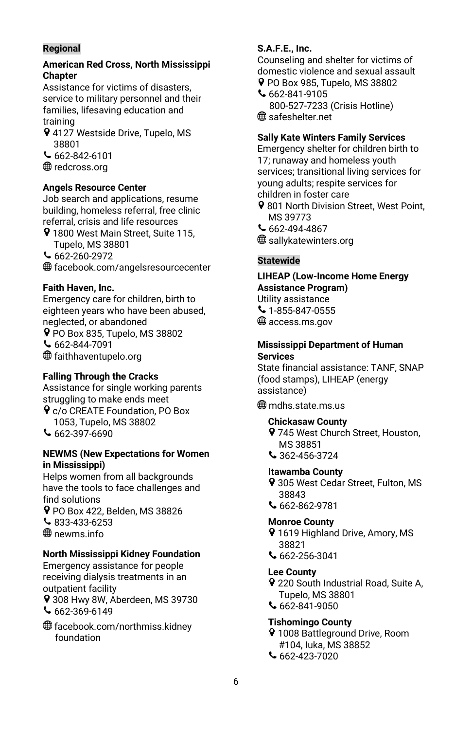## Regional

### American Red Cross, North Mississippi Chapter

Assistance for victims of disasters, service to military personnel and their families, lifesaving education and training

- 4127 Westside Drive, Tupelo, MS 38801
- 662-842-6101
- redcross.org

### Angels Resource Center

Job search and applications, resume building, homeless referral, free clinic referral, crisis and life resources

- 1800 West Main Street, Suite 115, Tupelo, MS 38801
- 662-260-2972
- facebook.com/angelsresourcecenter

### Faith Haven, Inc.

Emergency care for children, birth to eighteen years who have been abused, neglected, or abandoned

- PO Box 835, Tupelo, MS 38802
- 662-844-7091
- faithhaventupelo.org

### Falling Through the Cracks

Assistance for single working parents struggling to make ends meet

- c/o CREATE Foundation, PO Box 1053, Tupelo, MS 38802
- 662-397-6690

### NEWMS (New Expectations for Women in Mississippi)

Helps women from all backgrounds have the tools to face challenges and find solutions

- PO Box 422, Belden, MS 38826
- 833-433-6253
- newms.info

### North Mississippi Kidney Foundation

Emergency assistance for people receiving dialysis treatments in an outpatient facility

- 308 Hwy 8W, Aberdeen, MS 39730
- 662-369-6149
- facebook.com/northmiss.kidney foundation

### S.A.F.E., Inc.

Counseling and shelter for victims of domestic violence and sexual assault

- PO Box 985, Tupelo, MS 38802
- 662-841-9105
  800-527-7233 (Crisis Hotline)
- safeshelter.net

### Sally Kate Winters Family Services

Emergency shelter for children birth to 17; runaway and homeless youth services; transitional living services for young adults; respite services for children in foster care

- 801 North Division Street, West Point, MS 39773
- 662-494-4867
- sallykatewinters.org

## Statewide

### LIHEAP (Low-Income Home Energy Assistance Program)

Utility assistance

- 1-855-847-0555
- access.ms.gov

### Mississippi Department of Human Services

State financial assistance: TANF, SNAP (food stamps), LIHEAP (energy assistance)

- mdhs.state.ms.us

**Chickasaw County**
- 745 West Church Street, Houston, MS 38851
- 362-456-3724

**Itawamba County**
- 305 West Cedar Street, Fulton, MS 38843
- 662-862-9781

**Monroe County**
- 1619 Highland Drive, Amory, MS 38821
- 662-256-3041

**Lee County**
- 220 South Industrial Road, Suite A, Tupelo, MS 38801
- 662-841-9050

**Tishomingo County**
- 1008 Battleground Drive, Room #104, Iuka, MS 38852
- 662-423-7020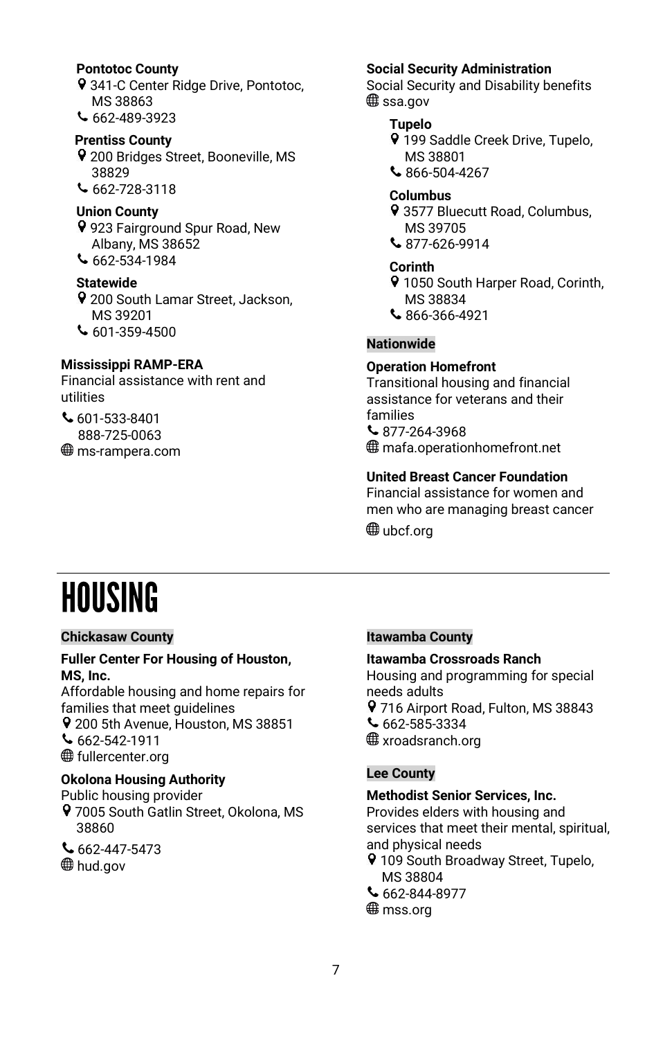**Pontotoc County**
341-C Center Ridge Drive, Pontotoc, MS 38863
662-489-3923

**Prentiss County**
200 Bridges Street, Booneville, MS 38829
662-728-3118

**Union County**
923 Fairground Spur Road, New Albany, MS 38652
662-534-1984

**Statewide**
200 South Lamar Street, Jackson, MS 39201
601-359-4500

**Mississippi RAMP-ERA**
Financial assistance with rent and utilities
601-533-8401
888-725-0063
ms-rampera.com

**Social Security Administration**
Social Security and Disability benefits
ssa.gov

**Tupelo**
199 Saddle Creek Drive, Tupelo, MS 38801
866-504-4267

**Columbus**
3577 Bluecutt Road, Columbus, MS 39705
877-626-9914

**Corinth**
1050 South Harper Road, Corinth, MS 38834
866-366-4921

**Nationwide**

**Operation Homefront**
Transitional housing and financial assistance for veterans and their families
877-264-3968
mafa.operationhomefront.net

**United Breast Cancer Foundation**
Financial assistance for women and men who are managing breast cancer
ubcf.org

# HOUSING

**Chickasaw County**

**Fuller Center For Housing of Houston, MS, Inc.**
Affordable housing and home repairs for families that meet guidelines
200 5th Avenue, Houston, MS 38851
662-542-1911
fullercenter.org

**Okolona Housing Authority**
Public housing provider
7005 South Gatlin Street, Okolona, MS 38860
662-447-5473
hud.gov

**Itawamba County**

**Itawamba Crossroads Ranch**
Housing and programming for special needs adults
716 Airport Road, Fulton, MS 38843
662-585-3334
xroadsranch.org

**Lee County**

**Methodist Senior Services, Inc.**
Provides elders with housing and services that meet their mental, spiritual, and physical needs
109 South Broadway Street, Tupelo, MS 38804
662-844-8977
mss.org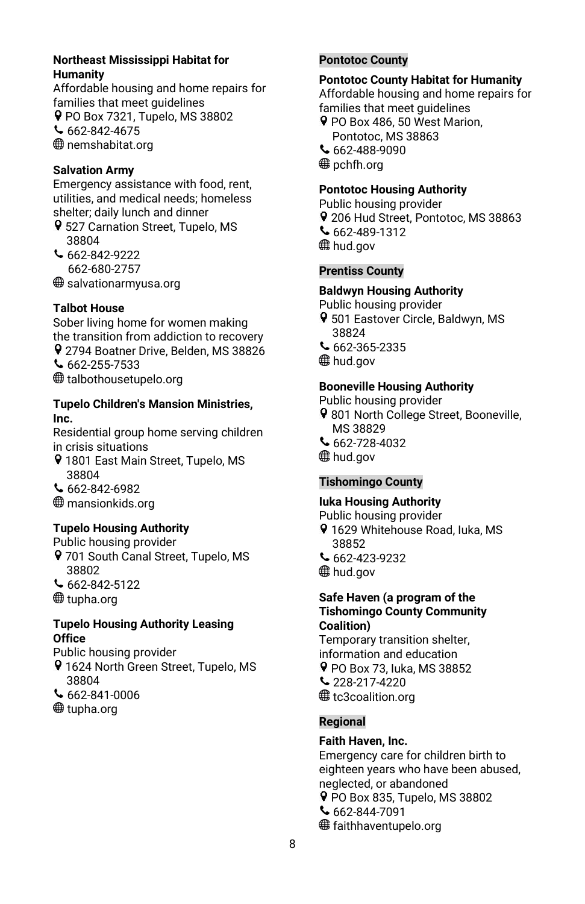**Northeast Mississippi Habitat for Humanity**
Affordable housing and home repairs for families that meet guidelines
PO Box 7321, Tupelo, MS 38802
662-842-4675
nemshabitat.org

**Salvation Army**
Emergency assistance with food, rent, utilities, and medical needs; homeless shelter; daily lunch and dinner
527 Carnation Street, Tupelo, MS 38804
662-842-9222
662-680-2757
salvationarmyusa.org

**Talbot House**
Sober living home for women making the transition from addiction to recovery
2794 Boatner Drive, Belden, MS 38826
662-255-7533
talbothousetupelo.org

**Tupelo Children's Mansion Ministries, Inc.**
Residential group home serving children in crisis situations
1801 East Main Street, Tupelo, MS 38804
662-842-6982
mansionkids.org

**Tupelo Housing Authority**
Public housing provider
701 South Canal Street, Tupelo, MS 38802
662-842-5122
tupha.org

**Tupelo Housing Authority Leasing Office**
Public housing provider
1624 North Green Street, Tupelo, MS 38804
662-841-0006
tupha.org

## Pontotoc County

**Pontotoc County Habitat for Humanity**
Affordable housing and home repairs for families that meet guidelines
PO Box 486, 50 West Marion, Pontotoc, MS 38863
662-488-9090
pchfh.org

**Pontotoc Housing Authority**
Public housing provider
206 Hud Street, Pontotoc, MS 38863
662-489-1312
hud.gov

## Prentiss County

**Baldwyn Housing Authority**
Public housing provider
501 Eastover Circle, Baldwyn, MS 38824
662-365-2335
hud.gov

**Booneville Housing Authority**
Public housing provider
801 North College Street, Booneville, MS 38829
662-728-4032
hud.gov

## Tishomingo County

**Iuka Housing Authority**
Public housing provider
1629 Whitehouse Road, Iuka, MS 38852
662-423-9232
hud.gov

**Safe Haven (a program of the Tishomingo County Community Coalition)**
Temporary transition shelter, information and education
PO Box 73, Iuka, MS 38852
228-217-4220
tc3coalition.org

## Regional

**Faith Haven, Inc.**
Emergency care for children birth to eighteen years who have been abused, neglected, or abandoned
PO Box 835, Tupelo, MS 38802
662-844-7091
faithhaventupelo.org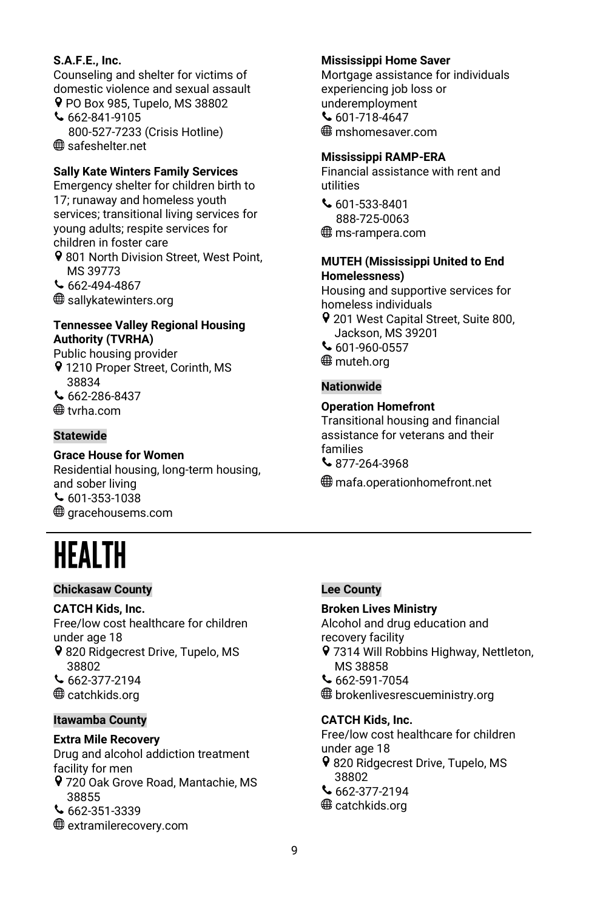**S.A.F.E., Inc.**
Counseling and shelter for victims of domestic violence and sexual assault
PO Box 985, Tupelo, MS 38802
662-841-9105
800-527-7233 (Crisis Hotline)
safeshelter.net

**Sally Kate Winters Family Services**
Emergency shelter for children birth to 17; runaway and homeless youth services; transitional living services for young adults; respite services for children in foster care
801 North Division Street, West Point, MS 39773
662-494-4867
sallykatewinters.org

**Tennessee Valley Regional Housing Authority (TVRHA)**
Public housing provider
1210 Proper Street, Corinth, MS 38834
662-286-8437
tvrha.com

### Statewide

**Grace House for Women**
Residential housing, long-term housing, and sober living
601-353-1038
gracehousems.com

**Mississippi Home Saver**
Mortgage assistance for individuals experiencing job loss or underemployment
601-718-4647
mshomesaver.com

**Mississippi RAMP-ERA**
Financial assistance with rent and utilities
601-533-8401
888-725-0063
ms-rampera.com

**MUTEH (Mississippi United to End Homelessness)**
Housing and supportive services for homeless individuals
201 West Capital Street, Suite 800, Jackson, MS 39201
601-960-0557
muteh.org

### Nationwide

**Operation Homefront**
Transitional housing and financial assistance for veterans and their families
877-264-3968
mafa.operationhomefront.net

# HEALTH

### Chickasaw County

**CATCH Kids, Inc.**
Free/low cost healthcare for children under age 18
820 Ridgecrest Drive, Tupelo, MS 38802
662-377-2194
catchkids.org

### Itawamba County

**Extra Mile Recovery**
Drug and alcohol addiction treatment facility for men
720 Oak Grove Road, Mantachie, MS 38855
662-351-3339
extramilerecovery.com

### Lee County

**Broken Lives Ministry**
Alcohol and drug education and recovery facility
7314 Will Robbins Highway, Nettleton, MS 38858
662-591-7054
brokenlivesrescueministry.org

**CATCH Kids, Inc.**
Free/low cost healthcare for children under age 18
820 Ridgecrest Drive, Tupelo, MS 38802
662-377-2194
catchkids.org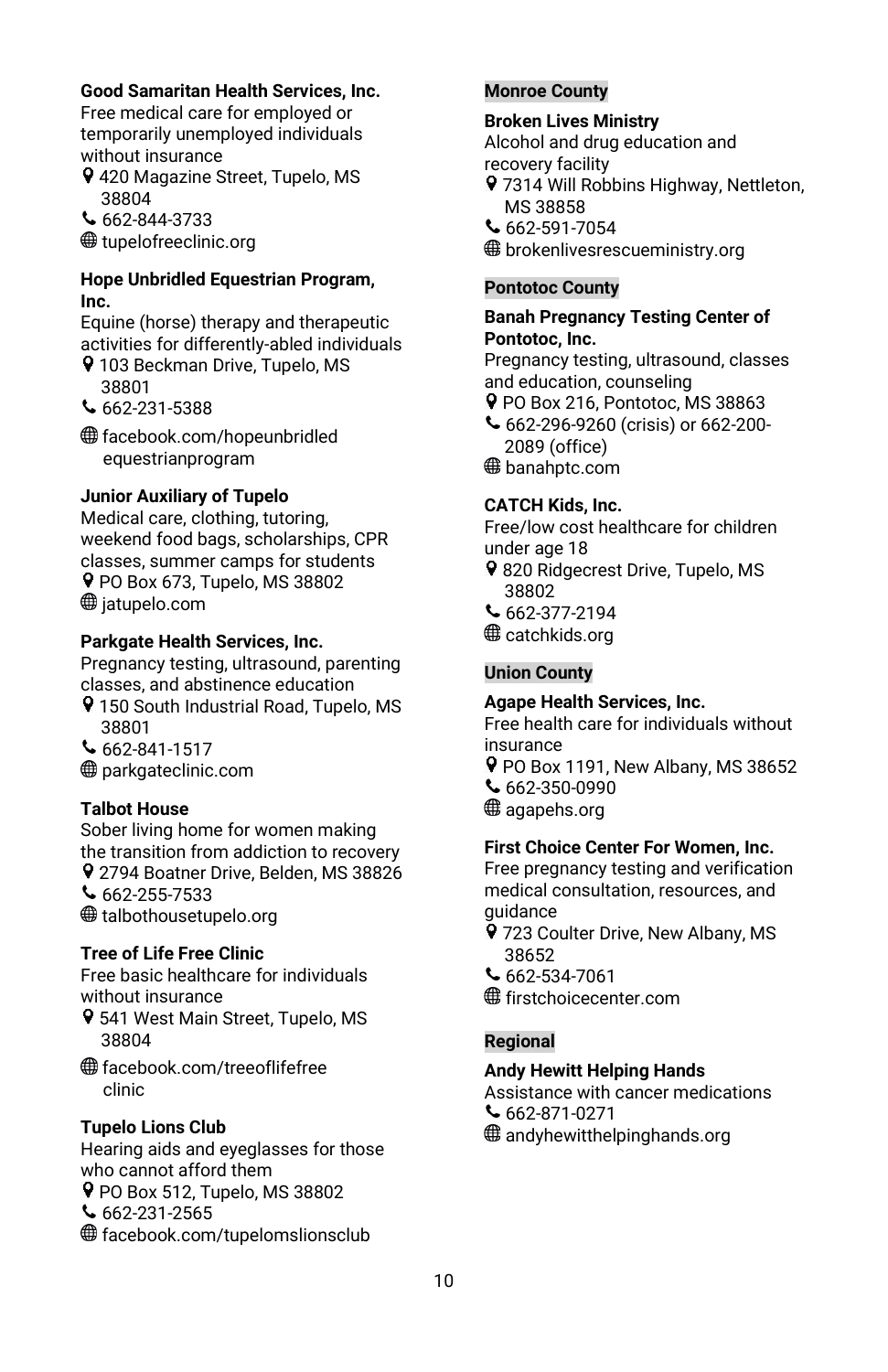**Good Samaritan Health Services, Inc.**
Free medical care for employed or temporarily unemployed individuals without insurance
- 420 Magazine Street, Tupelo, MS 38804
- 662-844-3733
- tupelofreeclinic.org

**Hope Unbridled Equestrian Program, Inc.**
Equine (horse) therapy and therapeutic activities for differently-abled individuals
- 103 Beckman Drive, Tupelo, MS 38801
- 662-231-5388
- facebook.com/hopeunbridled equestrianprogram

**Junior Auxiliary of Tupelo**
Medical care, clothing, tutoring, weekend food bags, scholarships, CPR classes, summer camps for students
- PO Box 673, Tupelo, MS 38802
- jatupelo.com

**Parkgate Health Services, Inc.**
Pregnancy testing, ultrasound, parenting classes, and abstinence education
- 150 South Industrial Road, Tupelo, MS 38801
- 662-841-1517
- parkgateclinic.com

**Talbot House**
Sober living home for women making the transition from addiction to recovery
- 2794 Boatner Drive, Belden, MS 38826
- 662-255-7533
- talbothousetupelo.org

**Tree of Life Free Clinic**
Free basic healthcare for individuals without insurance
- 541 West Main Street, Tupelo, MS 38804
- facebook.com/treeoflifefree clinic

**Tupelo Lions Club**
Hearing aids and eyeglasses for those who cannot afford them
- PO Box 512, Tupelo, MS 38802
- 662-231-2565
- facebook.com/tupelomslionsclub

## Monroe County

**Broken Lives Ministry**
Alcohol and drug education and recovery facility
- 7314 Will Robbins Highway, Nettleton, MS 38858
- 662-591-7054
- brokenlivesrescueministry.org

## Pontotoc County

**Banah Pregnancy Testing Center of Pontotoc, Inc.**
Pregnancy testing, ultrasound, classes and education, counseling
- PO Box 216, Pontotoc, MS 38863
- 662-296-9260 (crisis) or 662-200-2089 (office)
- banahptc.com

**CATCH Kids, Inc.**
Free/low cost healthcare for children under age 18
- 820 Ridgecrest Drive, Tupelo, MS 38802
- 662-377-2194
- catchkids.org

## Union County

**Agape Health Services, Inc.**
Free health care for individuals without insurance
- PO Box 1191, New Albany, MS 38652
- 662-350-0990
- agapehs.org

**First Choice Center For Women, Inc.**
Free pregnancy testing and verification medical consultation, resources, and guidance
- 723 Coulter Drive, New Albany, MS 38652
- 662-534-7061
- firstchoicecenter.com

## Regional

**Andy Hewitt Helping Hands**
Assistance with cancer medications
- 662-871-0271
- andyhewitthelpinghands.org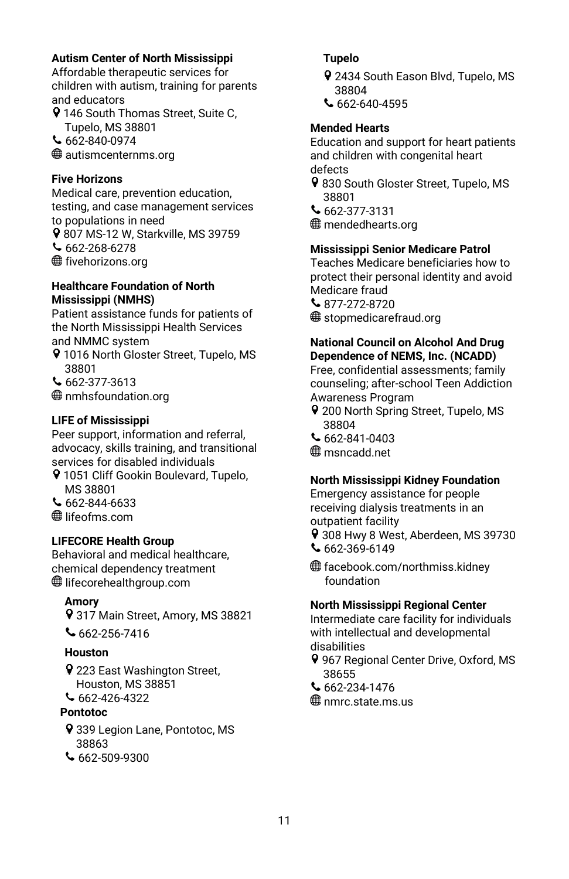**Autism Center of North Mississippi**
Affordable therapeutic services for children with autism, training for parents and educators
146 South Thomas Street, Suite C, Tupelo, MS 38801
662-840-0974
autismcenternms.org

**Five Horizons**
Medical care, prevention education, testing, and case management services to populations in need
807 MS-12 W, Starkville, MS 39759
662-268-6278
fivehorizons.org

**Healthcare Foundation of North Mississippi (NMHS)**
Patient assistance funds for patients of the North Mississippi Health Services and NMMC system
1016 North Gloster Street, Tupelo, MS 38801
662-377-3613
nmhsfoundation.org

**LIFE of Mississippi**
Peer support, information and referral, advocacy, skills training, and transitional services for disabled individuals
1051 Cliff Gookin Boulevard, Tupelo, MS 38801
662-844-6633
lifeofms.com

**LIFECORE Health Group**
Behavioral and medical healthcare, chemical dependency treatment
lifecorehealthgroup.com

**Amory**
317 Main Street, Amory, MS 38821
662-256-7416

**Houston**
223 East Washington Street, Houston, MS 38851
662-426-4322

**Pontotoc**
339 Legion Lane, Pontotoc, MS 38863
662-509-9300

**Tupelo**
2434 South Eason Blvd, Tupelo, MS 38804
662-640-4595

**Mended Hearts**
Education and support for heart patients and children with congenital heart defects
830 South Gloster Street, Tupelo, MS 38801
662-377-3131
mendedhearts.org

**Mississippi Senior Medicare Patrol**
Teaches Medicare beneficiaries how to protect their personal identity and avoid Medicare fraud
877-272-8720
stopmedicarefraud.org

**National Council on Alcohol And Drug Dependence of NEMS, Inc. (NCADD)**
Free, confidential assessments; family counseling; after-school Teen Addiction Awareness Program
200 North Spring Street, Tupelo, MS 38804
662-841-0403
msncadd.net

**North Mississippi Kidney Foundation**
Emergency assistance for people receiving dialysis treatments in an outpatient facility
308 Hwy 8 West, Aberdeen, MS 39730
662-369-6149
facebook.com/northmiss.kidneyfoundation

**North Mississippi Regional Center**
Intermediate care facility for individuals with intellectual and developmental disabilities
967 Regional Center Drive, Oxford, MS 38655
662-234-1476
nmrc.state.ms.us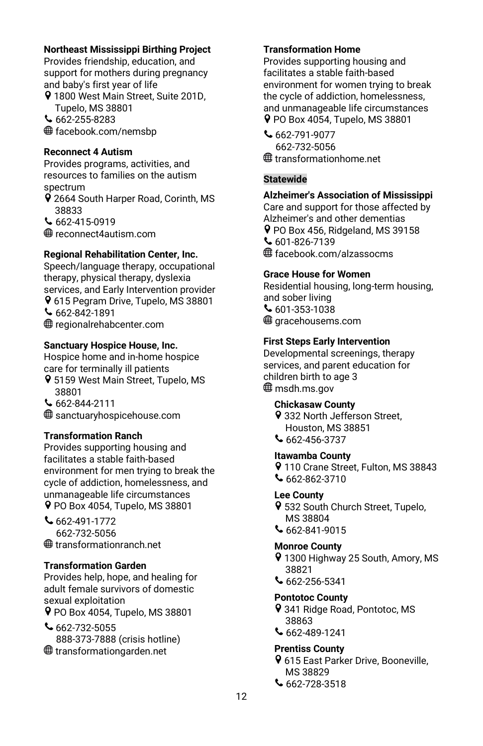**Northeast Mississippi Birthing Project**
Provides friendship, education, and support for mothers during pregnancy and baby's first year of life
1800 West Main Street, Suite 201D, Tupelo, MS 38801
662-255-8283
facebook.com/nemsbp

**Reconnect 4 Autism**
Provides programs, activities, and resources to families on the autism spectrum
2664 South Harper Road, Corinth, MS 38833
662-415-0919
reconnect4autism.com

**Regional Rehabilitation Center, Inc.**
Speech/language therapy, occupational therapy, physical therapy, dyslexia services, and Early Intervention provider
615 Pegram Drive, Tupelo, MS 38801
662-842-1891
regionalrehabcenter.com

**Sanctuary Hospice House, Inc.**
Hospice home and in-home hospice care for terminally ill patients
5159 West Main Street, Tupelo, MS 38801
662-844-2111
sanctuaryhospicehouse.com

**Transformation Ranch**
Provides supporting housing and facilitates a stable faith-based environment for men trying to break the cycle of addiction, homelessness, and unmanageable life circumstances
PO Box 4054, Tupelo, MS 38801
662-491-1772
662-732-5056
transformationranch.net

**Transformation Garden**
Provides help, hope, and healing for adult female survivors of domestic sexual exploitation
PO Box 4054, Tupelo, MS 38801
662-732-5055
888-373-7888 (crisis hotline)
transformationgarden.net

**Transformation Home**
Provides supporting housing and facilitates a stable faith-based environment for women trying to break the cycle of addiction, homelessness, and unmanageable life circumstances
PO Box 4054, Tupelo, MS 38801
662-791-9077
662-732-5056
transformationhome.net

## Statewide

**Alzheimer's Association of Mississippi**
Care and support for those affected by Alzheimer's and other dementias
PO Box 456, Ridgeland, MS 39158
601-826-7139
facebook.com/alzassocms

**Grace House for Women**
Residential housing, long-term housing, and sober living
601-353-1038
gracehousems.com

**First Steps Early Intervention**
Developmental screenings, therapy services, and parent education for children birth to age 3
msdh.ms.gov

**Chickasaw County**
332 North Jefferson Street, Houston, MS 38851
662-456-3737

**Itawamba County**
110 Crane Street, Fulton, MS 38843
662-862-3710

**Lee County**
532 South Church Street, Tupelo, MS 38804
662-841-9015

**Monroe County**
1300 Highway 25 South, Amory, MS 38821
662-256-5341

**Pontotoc County**
341 Ridge Road, Pontotoc, MS 38863
662-489-1241

**Prentiss County**
615 East Parker Drive, Booneville, MS 38829
662-728-3518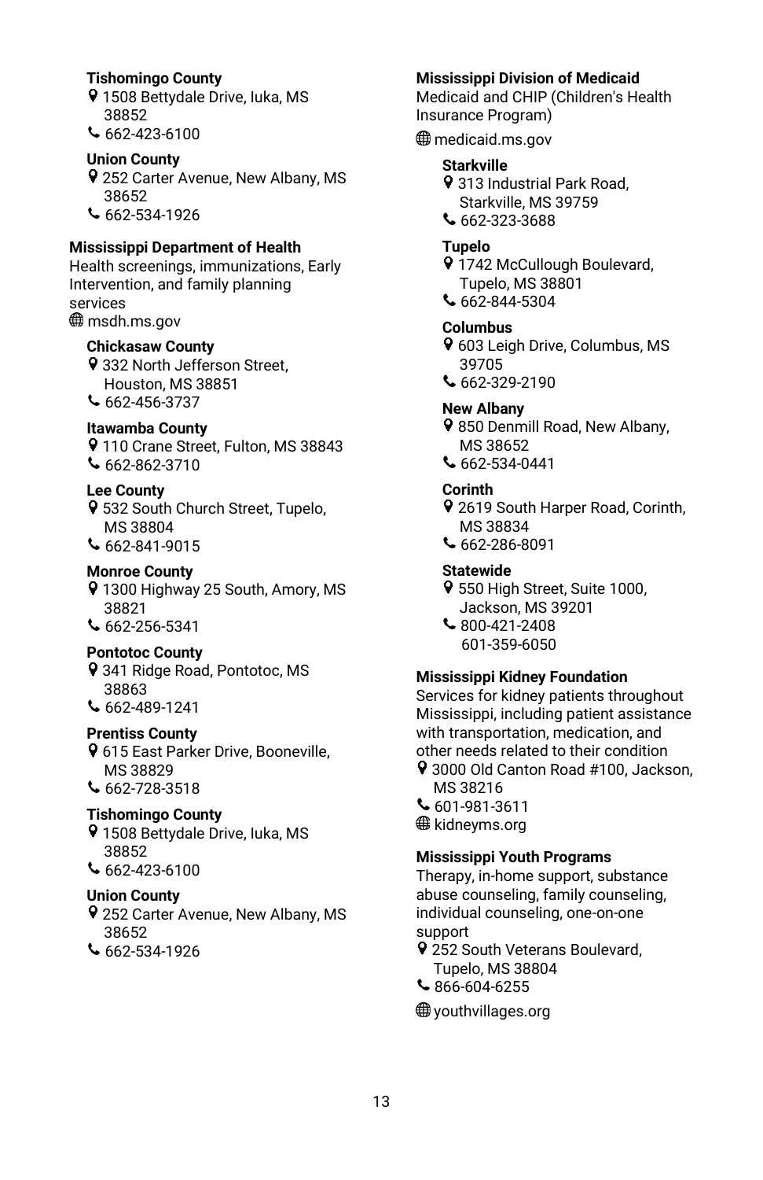**Tishomingo County**
1508 Bettydale Drive, Iuka, MS 38852
662-423-6100

**Union County**
252 Carter Avenue, New Albany, MS 38652
662-534-1926

**Mississippi Department of Health**
Health screenings, immunizations, Early Intervention, and family planning services
msdh.ms.gov

**Chickasaw County**
332 North Jefferson Street, Houston, MS 38851
662-456-3737

**Itawamba County**
110 Crane Street, Fulton, MS 38843
662-862-3710

**Lee County**
532 South Church Street, Tupelo, MS 38804
662-841-9015

**Monroe County**
1300 Highway 25 South, Amory, MS 38821
662-256-5341

**Pontotoc County**
341 Ridge Road, Pontotoc, MS 38863
662-489-1241

**Prentiss County**
615 East Parker Drive, Booneville, MS 38829
662-728-3518

**Tishomingo County**
1508 Bettydale Drive, Iuka, MS 38852
662-423-6100

**Union County**
252 Carter Avenue, New Albany, MS 38652
662-534-1926

**Mississippi Division of Medicaid**
Medicaid and CHIP (Children's Health Insurance Program)
medicaid.ms.gov

**Starkville**
313 Industrial Park Road, Starkville, MS 39759
662-323-3688

**Tupelo**
1742 McCullough Boulevard, Tupelo, MS 38801
662-844-5304

**Columbus**
603 Leigh Drive, Columbus, MS 39705
662-329-2190

**New Albany**
850 Denmill Road, New Albany, MS 38652
662-534-0441

**Corinth**
2619 South Harper Road, Corinth, MS 38834
662-286-8091

**Statewide**
550 High Street, Suite 1000, Jackson, MS 39201
800-421-2408
601-359-6050

**Mississippi Kidney Foundation**
Services for kidney patients throughout Mississippi, including patient assistance with transportation, medication, and other needs related to their condition
3000 Old Canton Road #100, Jackson, MS 38216
601-981-3611
kidneyms.org

**Mississippi Youth Programs**
Therapy, in-home support, substance abuse counseling, family counseling, individual counseling, one-on-one support
252 South Veterans Boulevard, Tupelo, MS 38804
866-604-6255
youthvillages.org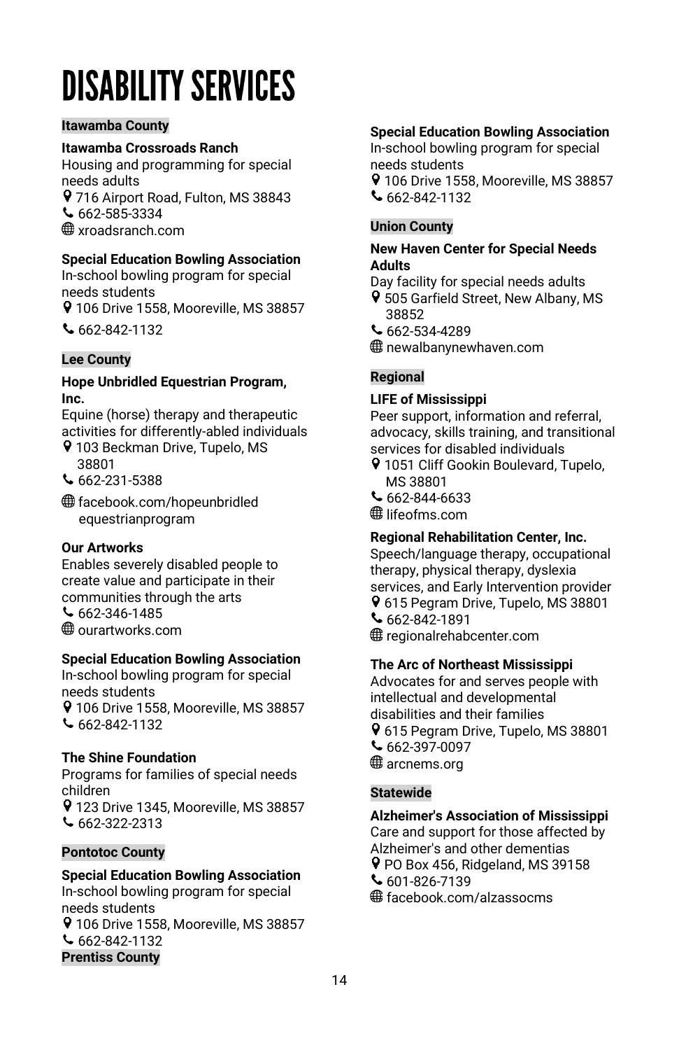# DISABILITY SERVICES

## Itawamba County

**Itawamba Crossroads Ranch**
Housing and programming for special needs adults
716 Airport Road, Fulton, MS 38843
662-585-3334
xroadsranch.com

**Special Education Bowling Association**
In-school bowling program for special needs students
106 Drive 1558, Mooreville, MS 38857
662-842-1132

## Lee County

**Hope Unbridled Equestrian Program, Inc.**
Equine (horse) therapy and therapeutic activities for differently-abled individuals
103 Beckman Drive, Tupelo, MS 38801
662-231-5388
facebook.com/hopeunbridled equestrianprogram

**Our Artworks**
Enables severely disabled people to create value and participate in their communities through the arts
662-346-1485
ourartworks.com

**Special Education Bowling Association**
In-school bowling program for special needs students
106 Drive 1558, Mooreville, MS 38857
662-842-1132

**The Shine Foundation**
Programs for families of special needs children
123 Drive 1345, Mooreville, MS 38857
662-322-2313

## Pontotoc County

**Special Education Bowling Association**
In-school bowling program for special needs students
106 Drive 1558, Mooreville, MS 38857
662-842-1132

## Prentiss County

**Special Education Bowling Association**
In-school bowling program for special needs students
106 Drive 1558, Mooreville, MS 38857
662-842-1132

## Union County

**New Haven Center for Special Needs Adults**
Day facility for special needs adults
505 Garfield Street, New Albany, MS 38852
662-534-4289
newalbanynewhaven.com

## Regional

**LIFE of Mississippi**
Peer support, information and referral, advocacy, skills training, and transitional services for disabled individuals
1051 Cliff Gookin Boulevard, Tupelo, MS 38801
662-844-6633
lifeofms.com

**Regional Rehabilitation Center, Inc.**
Speech/language therapy, occupational therapy, physical therapy, dyslexia services, and Early Intervention provider
615 Pegram Drive, Tupelo, MS 38801
662-842-1891
regionalrehabcenter.com

**The Arc of Northeast Mississippi**
Advocates for and serves people with intellectual and developmental disabilities and their families
615 Pegram Drive, Tupelo, MS 38801
662-397-0097
arcnems.org

## Statewide

**Alzheimer's Association of Mississippi**
Care and support for those affected by Alzheimer's and other dementias
PO Box 456, Ridgeland, MS 39158
601-826-7139
facebook.com/alzassocms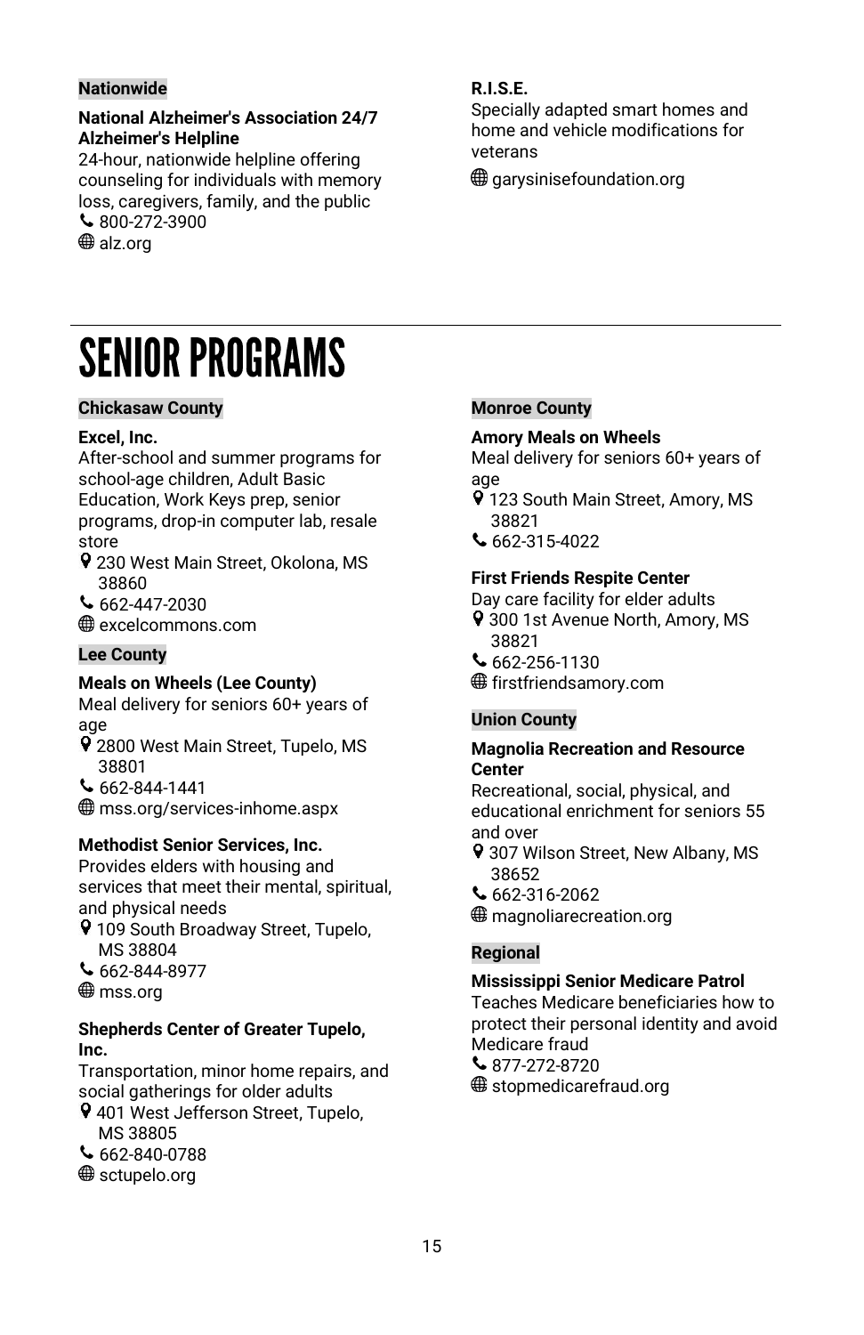**Nationwide**

**National Alzheimer's Association 24/7 Alzheimer's Helpline**
24-hour, nationwide helpline offering counseling for individuals with memory loss, caregivers, family, and the public
📞 800-272-3900
🌐 alz.org

**R.I.S.E.**
Specially adapted smart homes and home and vehicle modifications for veterans
🌐 garysinisefoundation.org

# SENIOR PROGRAMS

**Chickasaw County**

**Excel, Inc.**
After-school and summer programs for school-age children, Adult Basic Education, Work Keys prep, senior programs, drop-in computer lab, resale store
📍 230 West Main Street, Okolona, MS 38860
📞 662-447-2030
🌐 excelcommons.com

**Lee County**

**Meals on Wheels (Lee County)**
Meal delivery for seniors 60+ years of age
📍 2800 West Main Street, Tupelo, MS 38801
📞 662-844-1441
🌐 mss.org/services-inhome.aspx

**Methodist Senior Services, Inc.**
Provides elders with housing and services that meet their mental, spiritual, and physical needs
📍 109 South Broadway Street, Tupelo, MS 38804
📞 662-844-8977
🌐 mss.org

**Shepherds Center of Greater Tupelo, Inc.**
Transportation, minor home repairs, and social gatherings for older adults
📍 401 West Jefferson Street, Tupelo, MS 38805
📞 662-840-0788
🌐 sctupelo.org

**Monroe County**

**Amory Meals on Wheels**
Meal delivery for seniors 60+ years of age
📍 123 South Main Street, Amory, MS 38821
📞 662-315-4022

**First Friends Respite Center**
Day care facility for elder adults
📍 300 1st Avenue North, Amory, MS 38821
📞 662-256-1130
🌐 firstfriendsamory.com

**Union County**

**Magnolia Recreation and Resource Center**
Recreational, social, physical, and educational enrichment for seniors 55 and over
📍 307 Wilson Street, New Albany, MS 38652
📞 662-316-2062
🌐 magnoliarecreation.org

**Regional**

**Mississippi Senior Medicare Patrol**
Teaches Medicare beneficiaries how to protect their personal identity and avoid Medicare fraud
📞 877-272-8720
🌐 stopmedicarefraud.org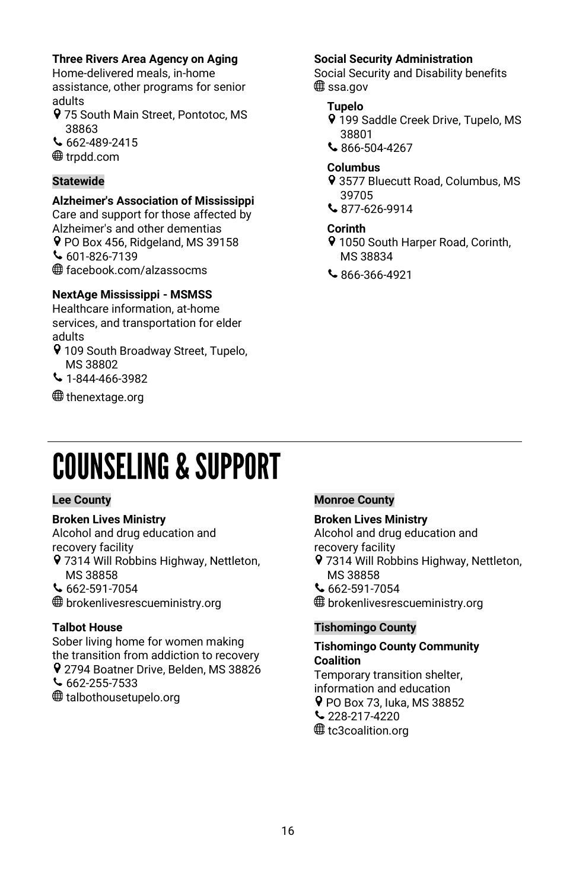**Three Rivers Area Agency on Aging**
Home-delivered meals, in-home assistance, other programs for senior adults
75 South Main Street, Pontotoc, MS 38863
662-489-2415
trpdd.com

### Statewide

**Alzheimer's Association of Mississippi**
Care and support for those affected by Alzheimer's and other dementias
PO Box 456, Ridgeland, MS 39158
601-826-7139
facebook.com/alzassocms

**NextAge Mississippi - MSMSS**
Healthcare information, at-home services, and transportation for elder adults
109 South Broadway Street, Tupelo, MS 38802
1-844-466-3982
thenextage.org

**Social Security Administration**
Social Security and Disability benefits
ssa.gov

**Tupelo**
199 Saddle Creek Drive, Tupelo, MS 38801
866-504-4267

**Columbus**
3577 Bluecutt Road, Columbus, MS 39705
877-626-9914

**Corinth**
1050 South Harper Road, Corinth, MS 38834
866-366-4921

# COUNSELING & SUPPORT

### Lee County

**Broken Lives Ministry**
Alcohol and drug education and recovery facility
7314 Will Robbins Highway, Nettleton, MS 38858
662-591-7054
brokenlivesrescueministry.org

**Talbot House**
Sober living home for women making the transition from addiction to recovery
2794 Boatner Drive, Belden, MS 38826
662-255-7533
talbothousetupelo.org

### Monroe County

**Broken Lives Ministry**
Alcohol and drug education and recovery facility
7314 Will Robbins Highway, Nettleton, MS 38858
662-591-7054
brokenlivesrescueministry.org

### Tishomingo County

**Tishomingo County Community Coalition**
Temporary transition shelter, information and education
PO Box 73, Iuka, MS 38852
228-217-4220
tc3coalition.org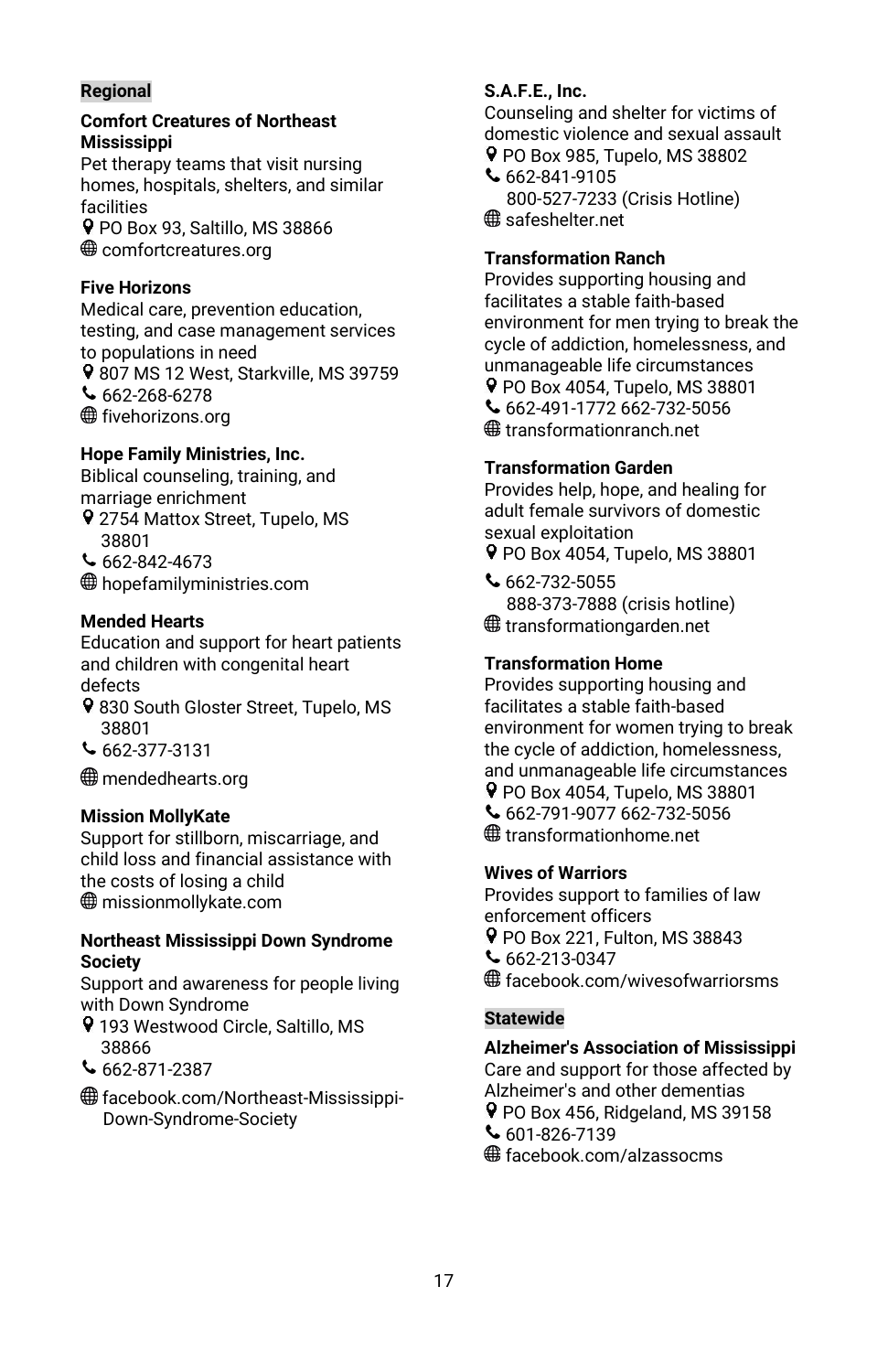## Regional

**Comfort Creatures of Northeast Mississippi**
Pet therapy teams that visit nursing homes, hospitals, shelters, and similar facilities
PO Box 93, Saltillo, MS 38866
comfortcreatures.org

**Five Horizons**
Medical care, prevention education, testing, and case management services to populations in need
807 MS 12 West, Starkville, MS 39759
662-268-6278
fivehorizons.org

**Hope Family Ministries, Inc.**
Biblical counseling, training, and marriage enrichment
2754 Mattox Street, Tupelo, MS 38801
662-842-4673
hopefamilyministries.com

**Mended Hearts**
Education and support for heart patients and children with congenital heart defects
830 South Gloster Street, Tupelo, MS 38801
662-377-3131
mendedhearts.org

**Mission MollyKate**
Support for stillborn, miscarriage, and child loss and financial assistance with the costs of losing a child
missionmollykate.com

**Northeast Mississippi Down Syndrome Society**
Support and awareness for people living with Down Syndrome
193 Westwood Circle, Saltillo, MS 38866
662-871-2387
facebook.com/Northeast-Mississippi-Down-Syndrome-Society

**S.A.F.E., Inc.**
Counseling and shelter for victims of domestic violence and sexual assault
PO Box 985, Tupelo, MS 38802
662-841-9105
800-527-7233 (Crisis Hotline)
safeshelter.net

**Transformation Ranch**
Provides supporting housing and facilitates a stable faith-based environment for men trying to break the cycle of addiction, homelessness, and unmanageable life circumstances
PO Box 4054, Tupelo, MS 38801
662-491-1772 662-732-5056
transformationranch.net

**Transformation Garden**
Provides help, hope, and healing for adult female survivors of domestic sexual exploitation
PO Box 4054, Tupelo, MS 38801
662-732-5055
888-373-7888 (crisis hotline)
transformationgarden.net

**Transformation Home**
Provides supporting housing and facilitates a stable faith-based environment for women trying to break the cycle of addiction, homelessness, and unmanageable life circumstances
PO Box 4054, Tupelo, MS 38801
662-791-9077 662-732-5056
transformationhome.net

**Wives of Warriors**
Provides support to families of law enforcement officers
PO Box 221, Fulton, MS 38843
662-213-0347
facebook.com/wivesofwarriorsms

## Statewide

**Alzheimer's Association of Mississippi**
Care and support for those affected by Alzheimer's and other dementias
PO Box 456, Ridgeland, MS 39158
601-826-7139
facebook.com/alzassocms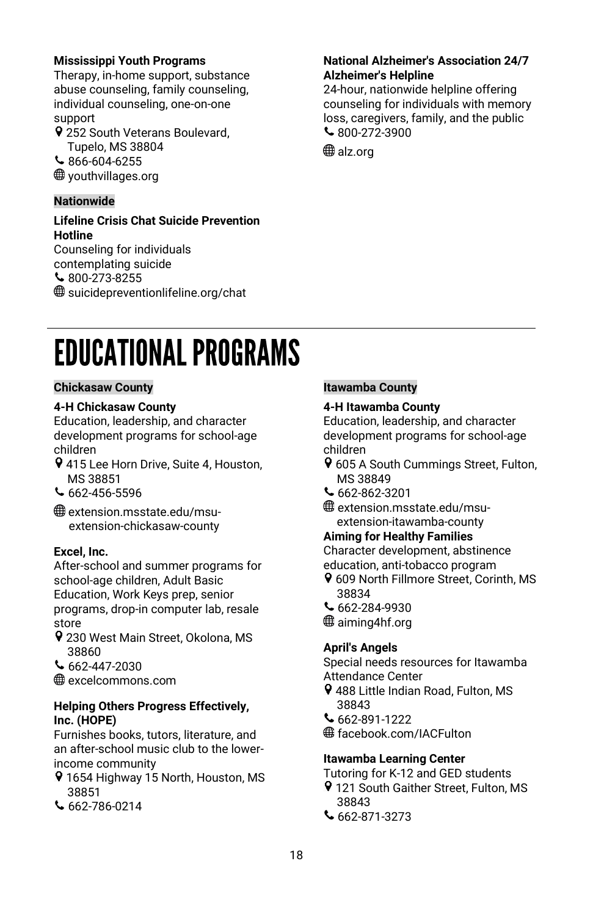**Mississippi Youth Programs**
Therapy, in-home support, substance abuse counseling, family counseling, individual counseling, one-on-one support
252 South Veterans Boulevard, Tupelo, MS 38804
866-604-6255
youthvillages.org

### Nationwide

**Lifeline Crisis Chat Suicide Prevention Hotline**
Counseling for individuals contemplating suicide
800-273-8255
suicidepreventionlifeline.org/chat

**National Alzheimer's Association 24/7 Alzheimer's Helpline**
24-hour, nationwide helpline offering counseling for individuals with memory loss, caregivers, family, and the public
800-272-3900
alz.org

# EDUCATIONAL PROGRAMS

### Chickasaw County

**4-H Chickasaw County**
Education, leadership, and character development programs for school-age children
415 Lee Horn Drive, Suite 4, Houston, MS 38851
662-456-5596
extension.msstate.edu/msu-extension-chickasaw-county

**Excel, Inc.**
After-school and summer programs for school-age children, Adult Basic Education, Work Keys prep, senior programs, drop-in computer lab, resale store
230 West Main Street, Okolona, MS 38860
662-447-2030
excelcommons.com

**Helping Others Progress Effectively, Inc. (HOPE)**
Furnishes books, tutors, literature, and an after-school music club to the lower-income community
1654 Highway 15 North, Houston, MS 38851
662-786-0214

### Itawamba County

**4-H Itawamba County**
Education, leadership, and character development programs for school-age children
605 A South Cummings Street, Fulton, MS 38849
662-862-3201
extension.msstate.edu/msu-extension-itawamba-county

**Aiming for Healthy Families**
Character development, abstinence education, anti-tobacco program
609 North Fillmore Street, Corinth, MS 38834
662-284-9930
aiming4hf.org

**April's Angels**
Special needs resources for Itawamba Attendance Center
488 Little Indian Road, Fulton, MS 38843
662-891-1222
facebook.com/IACFulton

**Itawamba Learning Center**
Tutoring for K-12 and GED students
121 South Gaither Street, Fulton, MS 38843
662-871-3273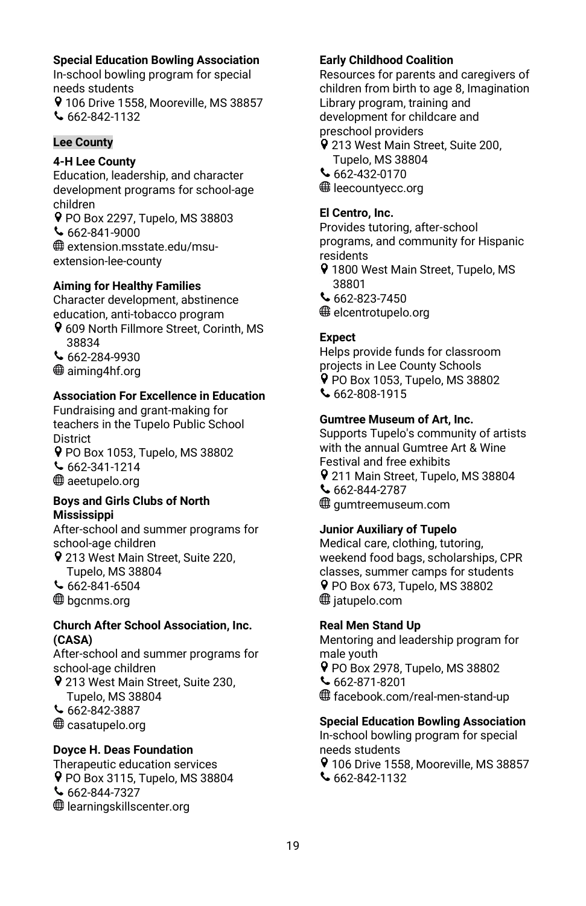**Special Education Bowling Association**
In-school bowling program for special needs students
106 Drive 1558, Mooreville, MS 38857
662-842-1132

## Lee County

**4-H Lee County**
Education, leadership, and character development programs for school-age children
PO Box 2297, Tupelo, MS 38803
662-841-9000
extension.msstate.edu/msu-extension-lee-county

**Aiming for Healthy Families**
Character development, abstinence education, anti-tobacco program
609 North Fillmore Street, Corinth, MS 38834
662-284-9930
aiming4hf.org

**Association For Excellence in Education**
Fundraising and grant-making for teachers in the Tupelo Public School District
PO Box 1053, Tupelo, MS 38802
662-341-1214
aeetupelo.org

**Boys and Girls Clubs of North Mississippi**
After-school and summer programs for school-age children
213 West Main Street, Suite 220, Tupelo, MS 38804
662-841-6504
bgcnms.org

**Church After School Association, Inc. (CASA)**
After-school and summer programs for school-age children
213 West Main Street, Suite 230, Tupelo, MS 38804
662-842-3887
casatupelo.org

**Doyce H. Deas Foundation**
Therapeutic education services
PO Box 3115, Tupelo, MS 38804
662-844-7327
learningskillscenter.org

**Early Childhood Coalition**
Resources for parents and caregivers of children from birth to age 8, Imagination Library program, training and development for childcare and preschool providers
213 West Main Street, Suite 200, Tupelo, MS 38804
662-432-0170
leecountyecc.org

**El Centro, Inc.**
Provides tutoring, after-school programs, and community for Hispanic residents
1800 West Main Street, Tupelo, MS 38801
662-823-7450
elcentrotupelo.org

**Expect**
Helps provide funds for classroom projects in Lee County Schools
PO Box 1053, Tupelo, MS 38802
662-808-1915

**Gumtree Museum of Art, Inc.**
Supports Tupelo's community of artists with the annual Gumtree Art & Wine Festival and free exhibits
211 Main Street, Tupelo, MS 38804
662-844-2787
gumtreemuseum.com

**Junior Auxiliary of Tupelo**
Medical care, clothing, tutoring, weekend food bags, scholarships, CPR classes, summer camps for students
PO Box 673, Tupelo, MS 38802
jatupelo.com

**Real Men Stand Up**
Mentoring and leadership program for male youth
PO Box 2978, Tupelo, MS 38802
662-871-8201
facebook.com/real-men-stand-up

**Special Education Bowling Association**
In-school bowling program for special needs students
106 Drive 1558, Mooreville, MS 38857
662-842-1132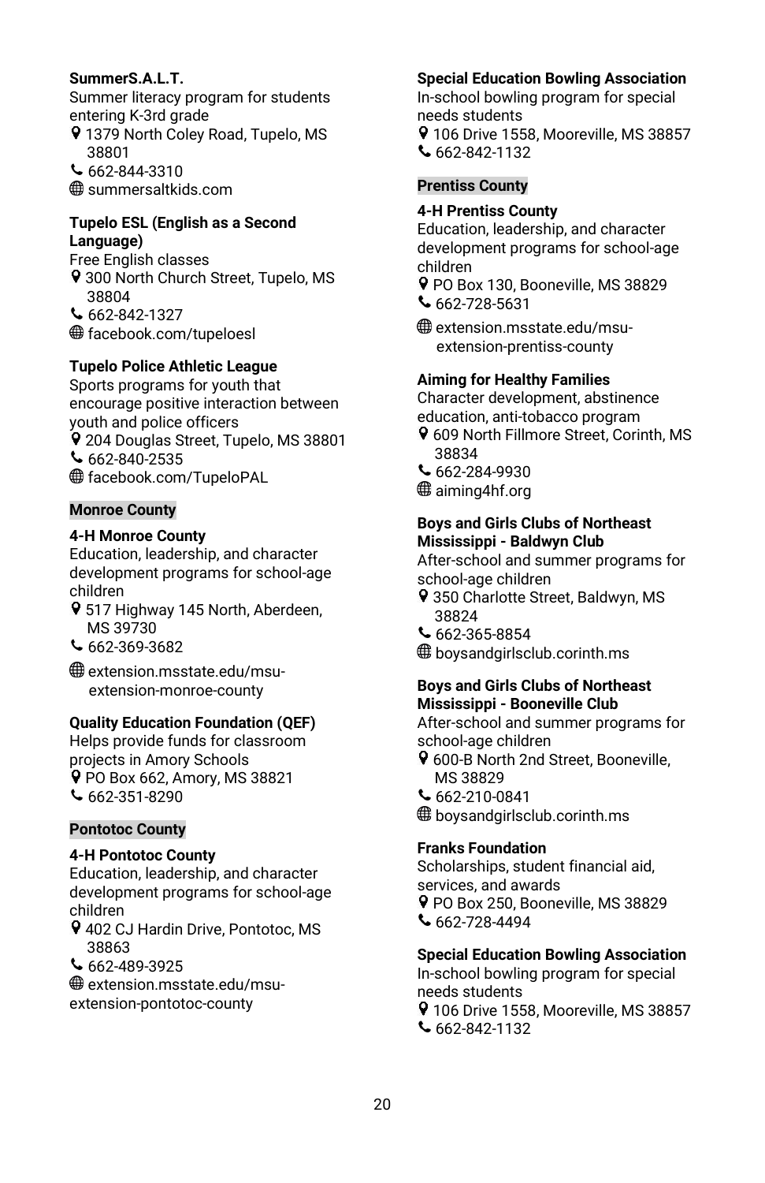**SummerS.A.L.T.**
Summer literacy program for students entering K-3rd grade
1379 North Coley Road, Tupelo, MS 38801
662-844-3310
summersaltkids.com

**Tupelo ESL (English as a Second Language)**
Free English classes
300 North Church Street, Tupelo, MS 38804
662-842-1327
facebook.com/tupeloesl

**Tupelo Police Athletic League**
Sports programs for youth that encourage positive interaction between youth and police officers
204 Douglas Street, Tupelo, MS 38801
662-840-2535
facebook.com/TupeloPAL

## Monroe County

**4-H Monroe County**
Education, leadership, and character development programs for school-age children
517 Highway 145 North, Aberdeen, MS 39730
662-369-3682
extension.msstate.edu/msu-extension-monroe-county

**Quality Education Foundation (QEF)**
Helps provide funds for classroom projects in Amory Schools
PO Box 662, Amory, MS 38821
662-351-8290

## Pontotoc County

**4-H Pontotoc County**
Education, leadership, and character development programs for school-age children
402 CJ Hardin Drive, Pontotoc, MS 38863
662-489-3925
extension.msstate.edu/msu-extension-pontotoc-county

**Special Education Bowling Association**
In-school bowling program for special needs students
106 Drive 1558, Mooreville, MS 38857
662-842-1132

## Prentiss County

**4-H Prentiss County**
Education, leadership, and character development programs for school-age children
PO Box 130, Booneville, MS 38829
662-728-5631
extension.msstate.edu/msu-extension-prentiss-county

**Aiming for Healthy Families**
Character development, abstinence education, anti-tobacco program
609 North Fillmore Street, Corinth, MS 38834
662-284-9930
aiming4hf.org

**Boys and Girls Clubs of Northeast Mississippi - Baldwyn Club**
After-school and summer programs for school-age children
350 Charlotte Street, Baldwyn, MS 38824
662-365-8854
boysandgirlsclub.corinth.ms

**Boys and Girls Clubs of Northeast Mississippi - Booneville Club**
After-school and summer programs for school-age children
600-B North 2nd Street, Booneville, MS 38829
662-210-0841
boysandgirlsclub.corinth.ms

**Franks Foundation**
Scholarships, student financial aid, services, and awards
PO Box 250, Booneville, MS 38829
662-728-4494

**Special Education Bowling Association**
In-school bowling program for special needs students
106 Drive 1558, Mooreville, MS 38857
662-842-1132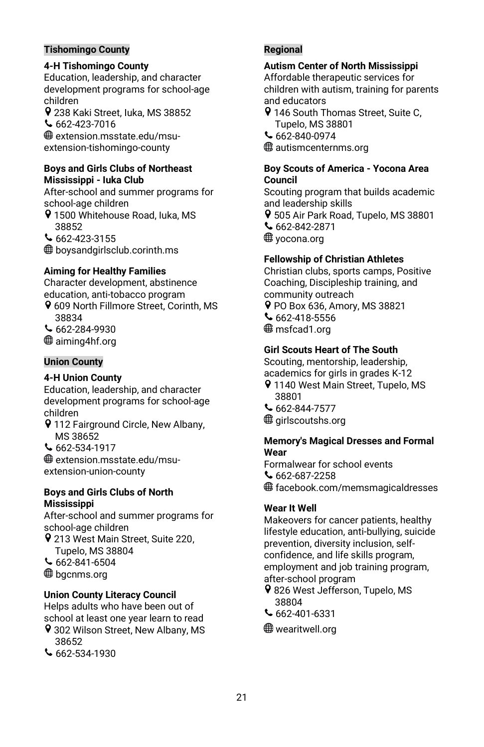## Tishomingo County

**4-H Tishomingo County**
Education, leadership, and character development programs for school-age children
📍 238 Kaki Street, Iuka, MS 38852
📞 662-423-7016
🌐 extension.msstate.edu/msu-extension-tishomingo-county

**Boys and Girls Clubs of Northeast Mississippi - Iuka Club**
After-school and summer programs for school-age children
📍 1500 Whitehouse Road, Iuka, MS 38852
📞 662-423-3155
🌐 boysandgirlsclub.corinth.ms

**Aiming for Healthy Families**
Character development, abstinence education, anti-tobacco program
📍 609 North Fillmore Street, Corinth, MS 38834
📞 662-284-9930
🌐 aiming4hf.org

## Union County

**4-H Union County**
Education, leadership, and character development programs for school-age children
📍 112 Fairground Circle, New Albany, MS 38652
📞 662-534-1917
🌐 extension.msstate.edu/msu-extension-union-county

**Boys and Girls Clubs of North Mississippi**
After-school and summer programs for school-age children
📍 213 West Main Street, Suite 220, Tupelo, MS 38804
📞 662-841-6504
🌐 bgcnms.org

**Union County Literacy Council**
Helps adults who have been out of school at least one year learn to read
📍 302 Wilson Street, New Albany, MS 38652
📞 662-534-1930

## Regional

**Autism Center of North Mississippi**
Affordable therapeutic services for children with autism, training for parents and educators
📍 146 South Thomas Street, Suite C, Tupelo, MS 38801
📞 662-840-0974
🌐 autismcenternms.org

**Boy Scouts of America - Yocona Area Council**
Scouting program that builds academic and leadership skills
📍 505 Air Park Road, Tupelo, MS 38801
📞 662-842-2871
🌐 yocona.org

**Fellowship of Christian Athletes**
Christian clubs, sports camps, Positive Coaching, Discipleship training, and community outreach
📍 PO Box 636, Amory, MS 38821
📞 662-418-5556
🌐 msfcad1.org

**Girl Scouts Heart of The South**
Scouting, mentorship, leadership, academics for girls in grades K-12
📍 1140 West Main Street, Tupelo, MS 38801
📞 662-844-7577
🌐 girlscoutshs.org

**Memory's Magical Dresses and Formal Wear**
Formalwear for school events
📞 662-687-2258
🌐 facebook.com/memsmagicaldresses

**Wear It Well**
Makeovers for cancer patients, healthy lifestyle education, anti-bullying, suicide prevention, diversity inclusion, self-confidence, and life skills program, employment and job training program, after-school program
📍 826 West Jefferson, Tupelo, MS 38804
📞 662-401-6331
🌐 wearitwell.org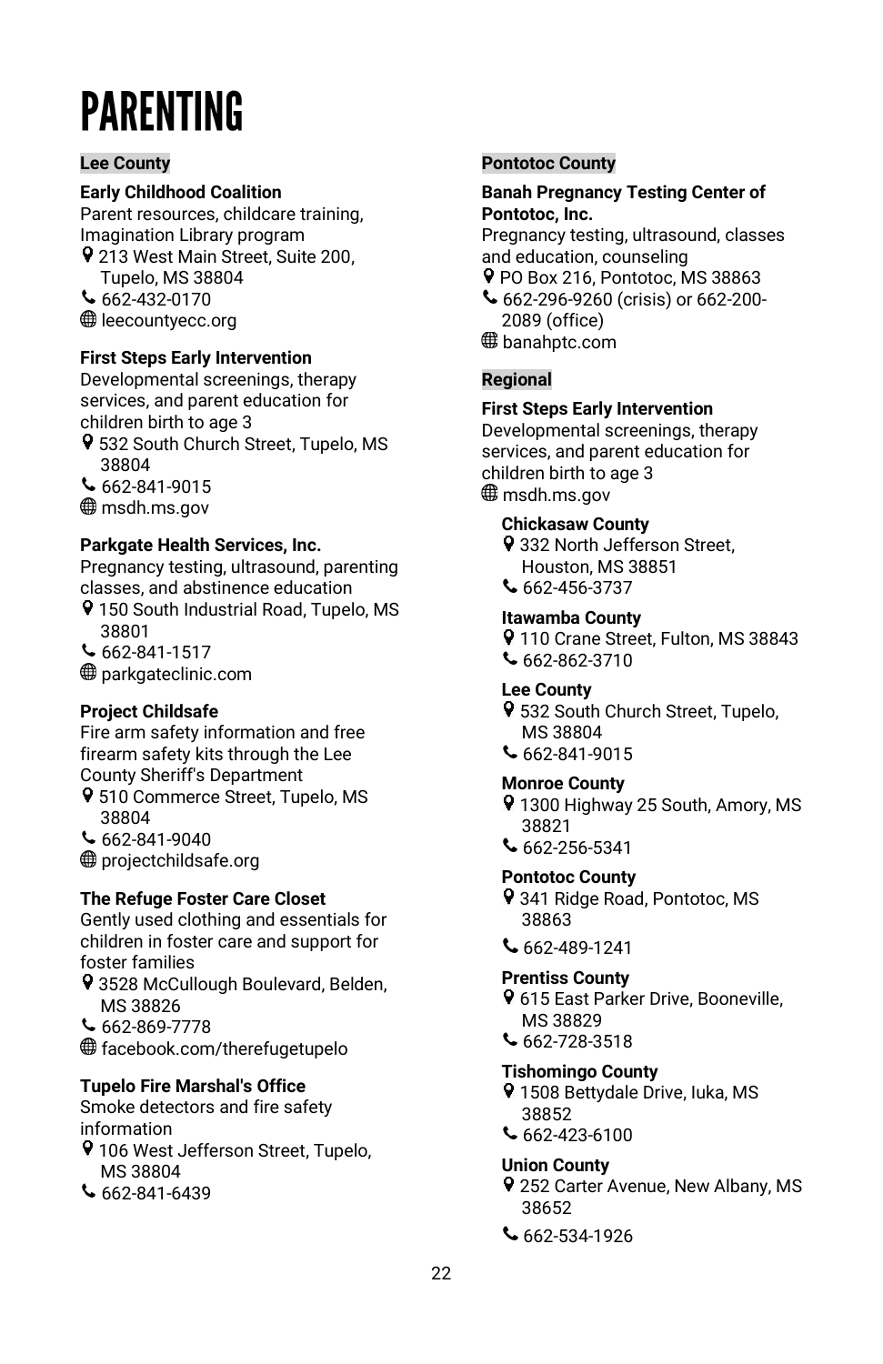# PARENTING

## Lee County

### Early Childhood Coalition

Parent resources, childcare training, Imagination Library program

- 213 West Main Street, Suite 200, Tupelo, MS 38804
- 662-432-0170
- leecountyecc.org

### First Steps Early Intervention

Developmental screenings, therapy services, and parent education for children birth to age 3

- 532 South Church Street, Tupelo, MS 38804
- 662-841-9015
- msdh.ms.gov

### Parkgate Health Services, Inc.

Pregnancy testing, ultrasound, parenting classes, and abstinence education

- 150 South Industrial Road, Tupelo, MS 38801
- 662-841-1517
- parkgateclinic.com

### Project Childsafe

Fire arm safety information and free firearm safety kits through the Lee County Sheriff's Department

- 510 Commerce Street, Tupelo, MS 38804
- 662-841-9040
- projectchildsafe.org

### The Refuge Foster Care Closet

Gently used clothing and essentials for children in foster care and support for foster families

- 3528 McCullough Boulevard, Belden, MS 38826
- 662-869-7778
- facebook.com/therefugetupelo

### Tupelo Fire Marshal's Office

Smoke detectors and fire safety information

- 106 West Jefferson Street, Tupelo, MS 38804
- 662-841-6439

## Pontotoc County

### Banah Pregnancy Testing Center of Pontotoc, Inc.

Pregnancy testing, ultrasound, classes and education, counseling

- PO Box 216, Pontotoc, MS 38863
- 662-296-9260 (crisis) or 662-200-2089 (office)
- banahptc.com

## Regional

### First Steps Early Intervention

Developmental screenings, therapy services, and parent education for children birth to age 3

- msdh.ms.gov

**Chickasaw County**
- 332 North Jefferson Street, Houston, MS 38851
- 662-456-3737

**Itawamba County**
- 110 Crane Street, Fulton, MS 38843
- 662-862-3710

**Lee County**
- 532 South Church Street, Tupelo, MS 38804
- 662-841-9015

**Monroe County**
- 1300 Highway 25 South, Amory, MS 38821
- 662-256-5341

**Pontotoc County**
- 341 Ridge Road, Pontotoc, MS 38863
- 662-489-1241

**Prentiss County**
- 615 East Parker Drive, Booneville, MS 38829
- 662-728-3518

**Tishomingo County**
- 1508 Bettydale Drive, Iuka, MS 38852
- 662-423-6100

**Union County**
- 252 Carter Avenue, New Albany, MS 38652
- 662-534-1926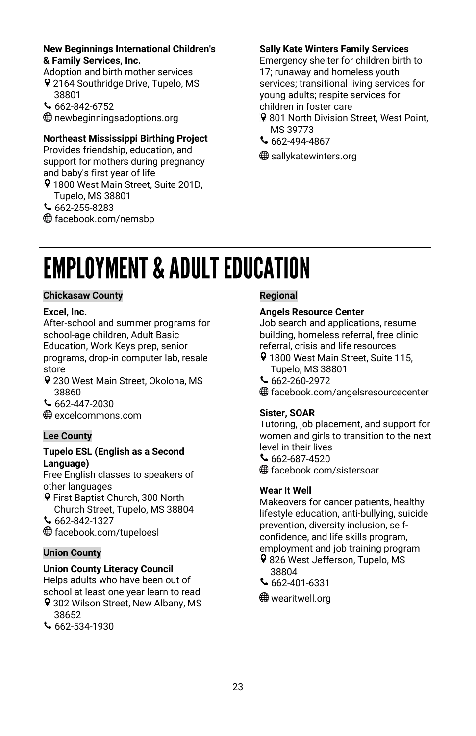**New Beginnings International Children's & Family Services, Inc.**
Adoption and birth mother services
📍 2164 Southridge Drive, Tupelo, MS 38801
📞 662-842-6752
🌐 newbeginningsadoptions.org

**Northeast Mississippi Birthing Project**
Provides friendship, education, and support for mothers during pregnancy and baby's first year of life
📍 1800 West Main Street, Suite 201D, Tupelo, MS 38801
📞 662-255-8283
🌐 facebook.com/nemsbp

**Sally Kate Winters Family Services**
Emergency shelter for children birth to 17; runaway and homeless youth services; transitional living services for young adults; respite services for children in foster care
📍 801 North Division Street, West Point, MS 39773
📞 662-494-4867
🌐 sallykatewinters.org

# EMPLOYMENT & ADULT EDUCATION

## Chickasaw County

**Excel, Inc.**
After-school and summer programs for school-age children, Adult Basic Education, Work Keys prep, senior programs, drop-in computer lab, resale store
📍 230 West Main Street, Okolona, MS 38860
📞 662-447-2030
🌐 excelcommons.com

## Lee County

**Tupelo ESL (English as a Second Language)**
Free English classes to speakers of other languages
📍 First Baptist Church, 300 North Church Street, Tupelo, MS 38804
📞 662-842-1327
🌐 facebook.com/tupeloesl

## Union County

**Union County Literacy Council**
Helps adults who have been out of school at least one year learn to read
📍 302 Wilson Street, New Albany, MS 38652
📞 662-534-1930

## Regional

**Angels Resource Center**
Job search and applications, resume building, homeless referral, free clinic referral, crisis and life resources
📍 1800 West Main Street, Suite 115, Tupelo, MS 38801
📞 662-260-2972
🌐 facebook.com/angelsresourcecenter

**Sister, SOAR**
Tutoring, job placement, and support for women and girls to transition to the next level in their lives
📞 662-687-4520
🌐 facebook.com/sistersoar

**Wear It Well**
Makeovers for cancer patients, healthy lifestyle education, anti-bullying, suicide prevention, diversity inclusion, self-confidence, and life skills program, employment and job training program
📍 826 West Jefferson, Tupelo, MS 38804
📞 662-401-6331
🌐 wearitwell.org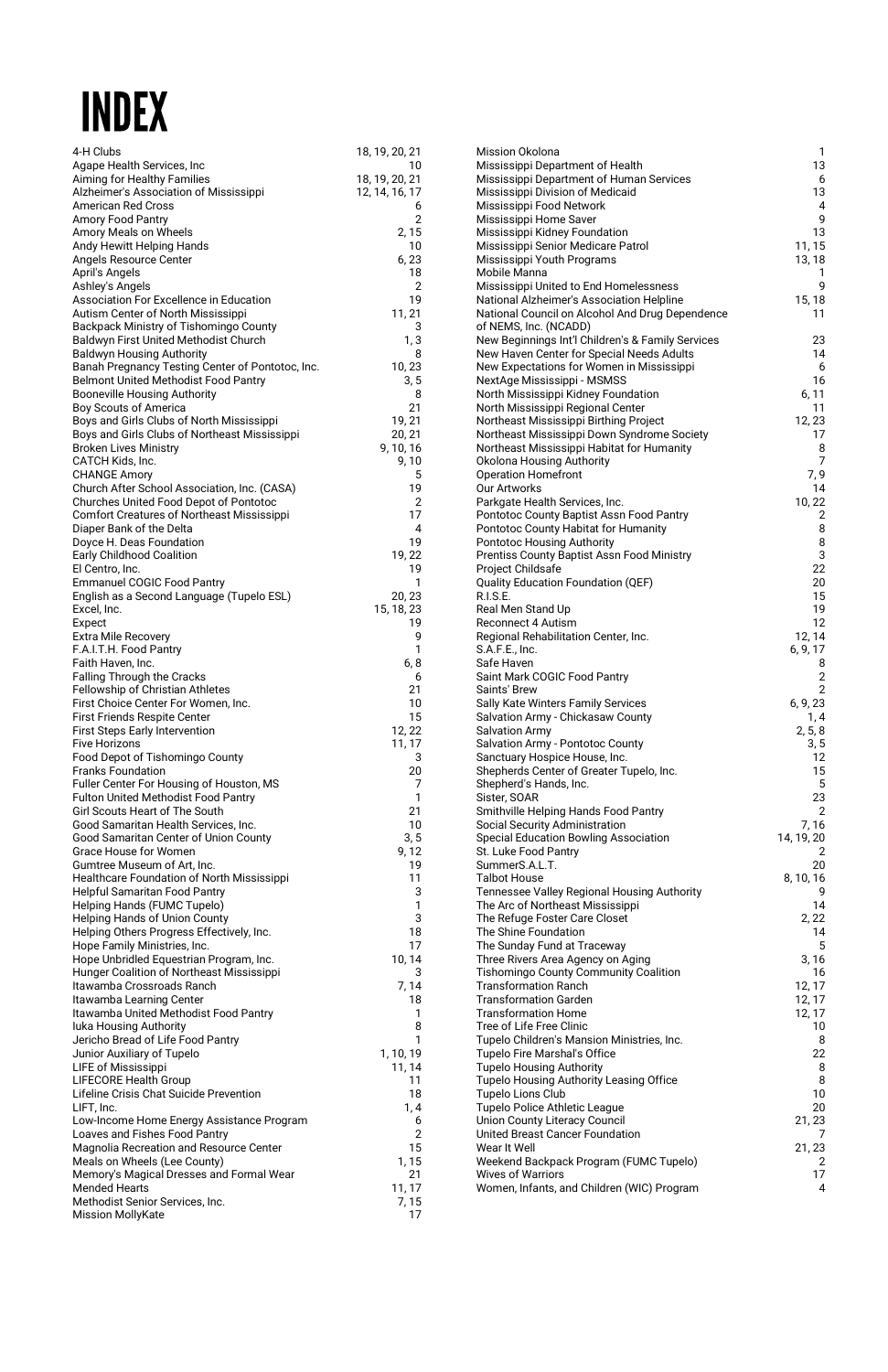# INDEX

| Name | Pages |
|---|---|
| 4-H Clubs | 18, 19, 20, 21 |
| Agape Health Services, Inc | 10 |
| Aiming for Healthy Families | 18, 19, 20, 21 |
| Alzheimer's Association of Mississippi | 12, 14, 16, 17 |
| American Red Cross | 6 |
| Amory Food Pantry | 2 |
| Amory Meals on Wheels | 2, 15 |
| Andy Hewitt Helping Hands | 10 |
| Angels Resource Center | 6, 23 |
| April's Angels | 18 |
| Ashley's Angels | 2 |
| Association For Excellence in Education | 19 |
| Autism Center of North Mississippi | 11, 21 |
| Backpack Ministry of Tishomingo County | 3 |
| Baldwyn First United Methodist Church | 1, 3 |
| Baldwyn Housing Authority | 8 |
| Banah Pregnancy Testing Center of Pontotoc, Inc. | 10, 23 |
| Belmont United Methodist Food Pantry | 3, 5 |
| Booneville Housing Authority | 8 |
| Boy Scouts of America | 21 |
| Boys and Girls Clubs of North Mississippi | 19, 21 |
| Boys and Girls Clubs of Northeast Mississippi | 20, 21 |
| Broken Lives Ministry | 9, 10, 16 |
| CATCH Kids, Inc. | 9, 10 |
| CHANGE Amory | 5 |
| Church After School Association, Inc. (CASA) | 19 |
| Churches United Food Depot of Pontotoc | 2 |
| Comfort Creatures of Northeast Mississippi | 17 |
| Diaper Bank of the Delta | 4 |
| Doyce H. Deas Foundation | 19 |
| Early Childhood Coalition | 19, 22 |
| El Centro, Inc. | 19 |
| Emmanuel COGIC Food Pantry | 1 |
| English as a Second Language (Tupelo ESL) | 20, 23 |
| Excel, Inc. | 15, 18, 23 |
| Expect | 19 |
| Extra Mile Recovery | 9 |
| F.A.I.T.H. Food Pantry | 1 |
| Faith Haven, Inc. | 6, 8 |
| Falling Through the Cracks | 6 |
| Fellowship of Christian Athletes | 21 |
| First Choice Center For Women, Inc. | 10 |
| First Friends Respite Center | 15 |
| First Steps Early Intervention | 12, 22 |
| Five Horizons | 11, 17 |
| Food Depot of Tishomingo County | 3 |
| Franks Foundation | 20 |
| Fuller Center For Housing of Houston, MS | 7 |
| Fulton United Methodist Food Pantry | 1 |
| Girl Scouts Heart of The South | 21 |
| Good Samaritan Health Services, Inc. | 10 |
| Good Samaritan Center of Union County | 3, 5 |
| Grace House for Women | 9, 12 |
| Gumtree Museum of Art, Inc. | 19 |
| Healthcare Foundation of North Mississippi | 11 |
| Helpful Samaritan Food Pantry | 3 |
| Helping Hands (FUMC Tupelo) | 1 |
| Helping Hands of Union County | 3 |
| Helping Others Progress Effectively, Inc. | 18 |
| Hope Family Ministries, Inc. | 17 |
| Hope Unbridled Equestrian Program, Inc. | 10, 14 |
| Hunger Coalition of Northeast Mississippi | 3 |
| Itawamba Crossroads Ranch | 7, 14 |
| Itawamba Learning Center | 18 |
| Itawamba United Methodist Food Pantry | 1 |
| Iuka Housing Authority | 8 |
| Jericho Bread of Life Food Pantry | 1 |
| Junior Auxiliary of Tupelo | 1, 10, 19 |
| LIFE of Mississippi | 11, 14 |
| LIFECORE Health Group | 11 |
| Lifeline Crisis Chat Suicide Prevention | 18 |
| LIFT, Inc. | 1, 4 |
| Low-Income Home Energy Assistance Program | 6 |
| Loaves and Fishes Food Pantry | 2 |
| Magnolia Recreation and Resource Center | 15 |
| Meals on Wheels (Lee County) | 1, 15 |
| Memory's Magical Dresses and Formal Wear | 21 |
| Mended Hearts | 11, 17 |
| Methodist Senior Services, Inc. | 7, 15 |
| Mission MollyKate | 17 |
| Mission Okolona | 1 |
| Mississippi Department of Health | 13 |
| Mississippi Department of Human Services | 6 |
| Mississippi Division of Medicaid | 13 |
| Mississippi Food Network | 4 |
| Mississippi Home Saver | 9 |
| Mississippi Kidney Foundation | 13 |
| Mississippi Senior Medicare Patrol | 11, 15 |
| Mississippi Youth Programs | 13, 18 |
| Mobile Manna | 1 |
| Mississippi United to End Homelessness | 9 |
| National Alzheimer's Association Helpline | 15, 18 |
| National Council on Alcohol And Drug Dependence of NEMS, Inc. (NCADD) | 11 |
| New Beginnings Int'l Children's & Family Services | 23 |
| New Haven Center for Special Needs Adults | 14 |
| New Expectations for Women in Mississippi | 6 |
| NextAge Mississippi - MSMSS | 16 |
| North Mississippi Kidney Foundation | 6, 11 |
| North Mississippi Regional Center | 11 |
| Northeast Mississippi Birthing Project | 12, 23 |
| Northeast Mississippi Down Syndrome Society | 17 |
| Northeast Mississippi Habitat for Humanity | 8 |
| Okolona Housing Authority | 7 |
| Operation Homefront | 7, 9 |
| Our Artworks | 14 |
| Parkgate Health Services, Inc. | 10, 22 |
| Pontotoc County Baptist Assn Food Pantry | 2 |
| Pontotoc County Habitat for Humanity | 8 |
| Pontotoc Housing Authority | 8 |
| Prentiss County Baptist Assn Food Ministry | 3 |
| Project Childsafe | 22 |
| Quality Education Foundation (QEF) | 20 |
| R.I.S.E. | 15 |
| Real Men Stand Up | 19 |
| Reconnect 4 Autism | 12 |
| Regional Rehabilitation Center, Inc. | 12, 14 |
| S.A.F.E., Inc. | 6, 9, 17 |
| Safe Haven | 8 |
| Saint Mark COGIC Food Pantry | 2 |
| Saints' Brew | 2 |
| Sally Kate Winters Family Services | 6, 9, 23 |
| Salvation Army - Chickasaw County | 1, 4 |
| Salvation Army | 2, 5, 8 |
| Salvation Army - Pontotoc County | 3, 5 |
| Sanctuary Hospice House, Inc. | 12 |
| Shepherds Center of Greater Tupelo, Inc. | 15 |
| Shepherd's Hands, Inc. | 5 |
| Sister, SOAR | 23 |
| Smithville Helping Hands Food Pantry | 2 |
| Social Security Administration | 7, 16 |
| Special Education Bowling Association | 14, 19, 20 |
| St. Luke Food Pantry | 2 |
| SummerS.A.L.T. | 20 |
| Talbot House | 8, 10, 16 |
| Tennessee Valley Regional Housing Authority | 9 |
| The Arc of Northeast Mississippi | 14 |
| The Refuge Foster Care Closet | 2, 22 |
| The Shine Foundation | 14 |
| The Sunday Fund at Traceway | 5 |
| Three Rivers Area Agency on Aging | 3, 16 |
| Tishomingo County Community Coalition | 16 |
| Transformation Ranch | 12, 17 |
| Transformation Garden | 12, 17 |
| Transformation Home | 12, 17 |
| Tree of Life Free Clinic | 10 |
| Tupelo Children's Mansion Ministries, Inc. | 8 |
| Tupelo Fire Marshal's Office | 22 |
| Tupelo Housing Authority | 8 |
| Tupelo Housing Authority Leasing Office | 8 |
| Tupelo Lions Club | 10 |
| Tupelo Police Athletic League | 20 |
| Union County Literacy Council | 21, 23 |
| United Breast Cancer Foundation | 7 |
| Wear It Well | 21, 23 |
| Weekend Backpack Program (FUMC Tupelo) | 2 |
| Wives of Warriors | 17 |
| Women, Infants, and Children (WIC) Program | 4 |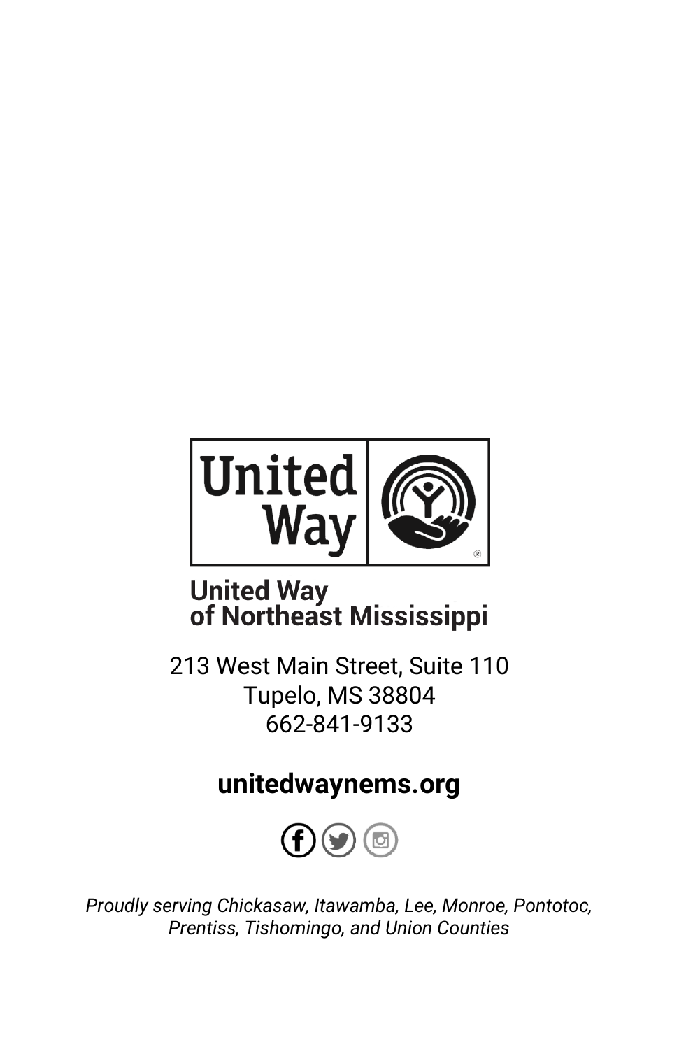United Way

**United Way**
**of Northeast Mississippi**

213 West Main Street, Suite 110
Tupelo, MS 38804
662-841-9133

**unitedwaynems.org**

*Proudly serving Chickasaw, Itawamba, Lee, Monroe, Pontotoc, Prentiss, Tishomingo, and Union Counties*